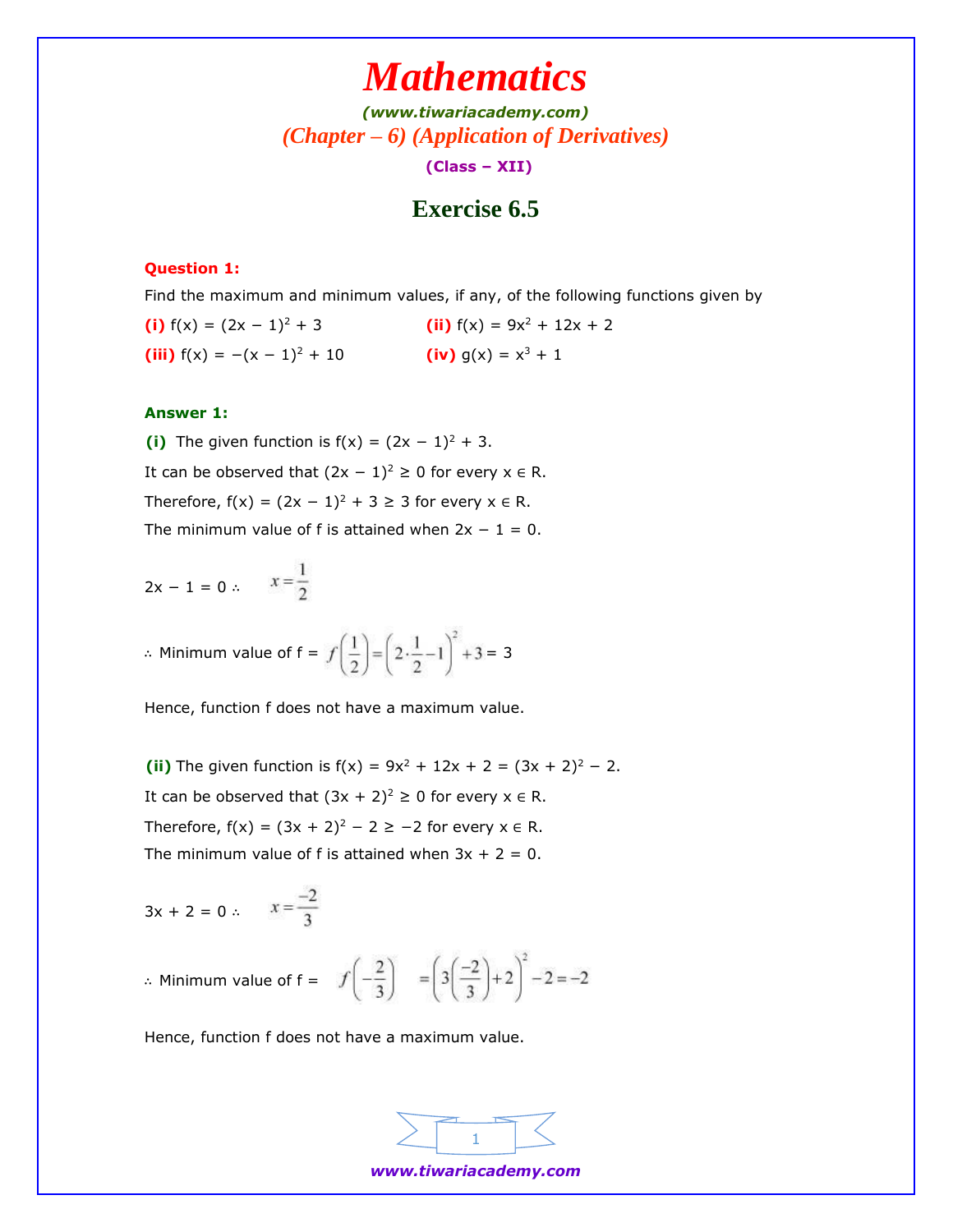# Mathematics

**(www.tiwariacademy.com)**

## (Chapter – 6) (Application of Derivatives)

**(Class – XII)**

## Exercise 6.5

**Question 1:**

Find the maximum and minimum values, if any, of the following functions given by

**(i)** $f(x) = (2x - 1)^2 + 3$ **(ii)** $f(x) = 9x^2 + 12x + 2$

**(iii)** $f(x) = -(x - 1)^2 + 10$ **(iv)** $g(x) = x^3 + 1$

**Answer 1:**

**(i)** The given function is $f(x) = (2x - 1)^2 + 3$.

It can be observed that $(2x - 1)^2 \geq 0$ for every $x \in R$.

Therefore, $f(x) = (2x - 1)^2 + 3 \geq 3$ for every $x \in R$.

The minimum value of f is attained when $2x - 1 = 0$.

$2x - 1 = 0 \therefore \quad x = \frac{1}{2}$

$\therefore$ Minimum value of f = $f\left(\frac{1}{2}\right) = \left(2 \cdot \frac{1}{2} - 1\right)^2 + 3 = 3$

Hence, function f does not have a maximum value.

**(ii)** The given function is $f(x) = 9x^2 + 12x + 2 = (3x + 2)^2 - 2$.

It can be observed that $(3x + 2)^2 \geq 0$ for every $x \in R$.

Therefore, $f(x) = (3x + 2)^2 - 2 \geq -2$ for every $x \in R$.

The minimum value of f is attained when $3x + 2 = 0$.

$3x + 2 = 0 \therefore \quad x = \frac{-2}{3}$

$\therefore$ Minimum value of f = $f\left(-\frac{2}{3}\right) = \left(3\left(\frac{-2}{3}\right) + 2\right)^2 - 2 = -2$

Hence, function f does not have a maximum value.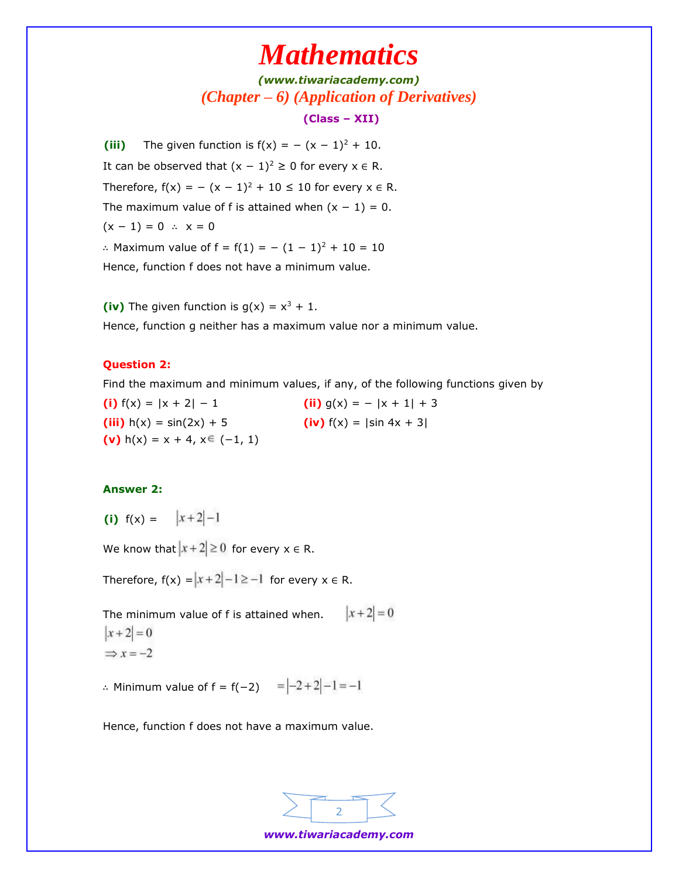**(iii)** The given function is $f(x) = -(x-1)^2 + 10$.

It can be observed that $(x-1)^2 \geq 0$ for every $x \in R$.

Therefore, $f(x) = -(x-1)^2 + 10 \leq 10$ for every $x \in R$.

The maximum value of f is attained when $(x-1) = 0$.

$(x-1) = 0 \therefore x = 0$

$\therefore$ Maximum value of $f = f(1) = -(1-1)^2 + 10 = 10$

Hence, function f does not have a minimum value.

**(iv)** The given function is $g(x) = x^3 + 1$.

Hence, function g neither has a maximum value nor a minimum value.

**Question 2:**

Find the maximum and minimum values, if any, of the following functions given by

**(i)** $f(x) = |x+2| - 1$

**(ii)** $g(x) = -|x+1| + 3$

**(iii)** $h(x) = \sin(2x) + 5$

**(iv)** $f(x) = |\sin 4x + 3|$

**(v)** $h(x) = x + 4, x \in (-1, 1)$

**Answer 2:**

**(i)** $f(x) = |x+2| - 1$

We know that $|x+2| \geq 0$ for every $x \in R$.

Therefore, $f(x) = |x+2| - 1 \geq -1$ for every $x \in R$.

The minimum value of f is attained when. $|x+2| = 0$

$|x+2| = 0$

$\Rightarrow x = -2$

$\therefore$ Minimum value of $f = f(-2) = |-2+2| - 1 = -1$

Hence, function f does not have a maximum value.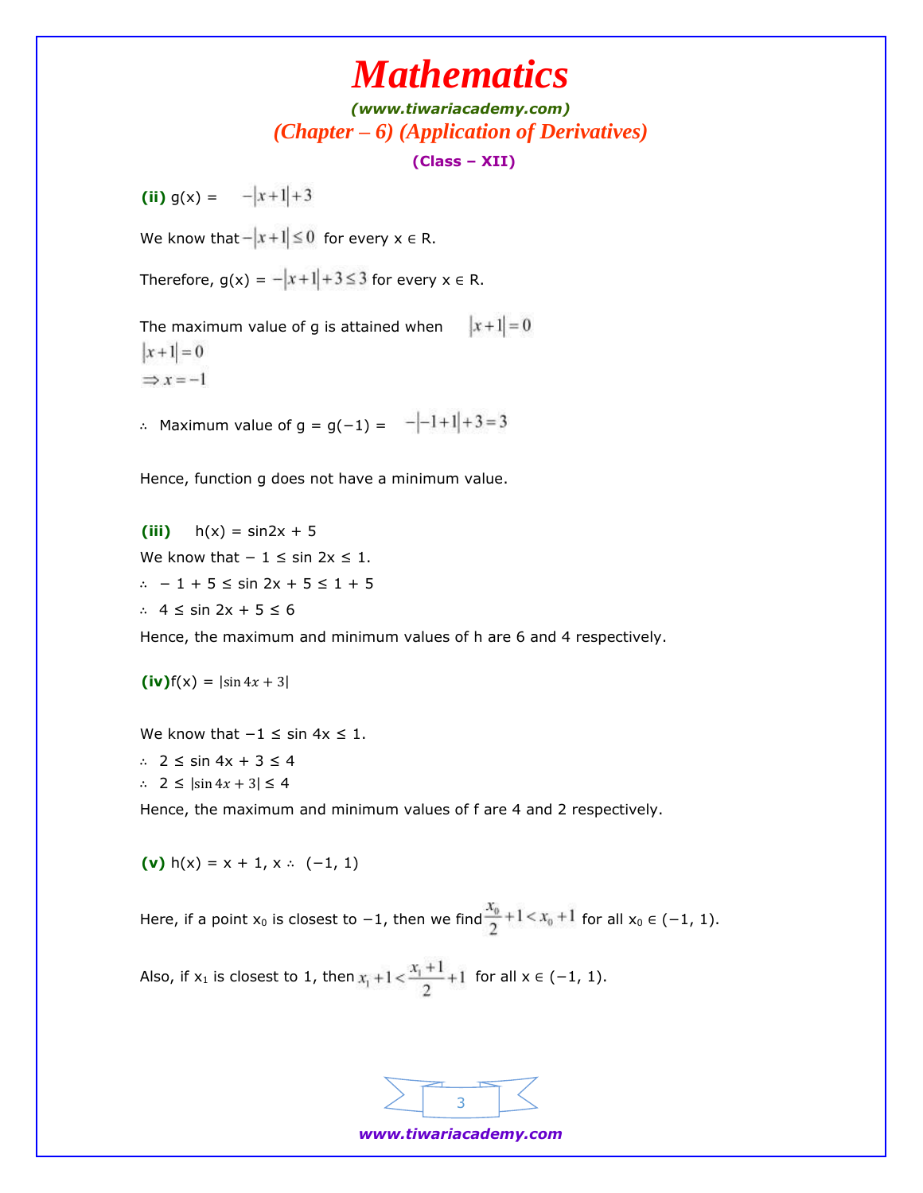**(ii)** g(x) = $-|x+1|+3$

We know that $-|x+1| \leq 0$ for every x ∈ R.

Therefore, g(x) = $-|x+1|+3 \leq 3$ for every x ∈ R.

The maximum value of g is attained when $|x+1|=0$

$|x+1|=0$

$\Rightarrow x=-1$

∴ Maximum value of g = g(−1) = $-|-1+1|+3=3$

Hence, function g does not have a minimum value.

**(iii)** h(x) = sin2x + 5

We know that − 1 ≤ sin 2x ≤ 1.

∴ − 1 + 5 ≤ sin 2x + 5 ≤ 1 + 5

∴ 4 ≤ sin 2x + 5 ≤ 6

Hence, the maximum and minimum values of h are 6 and 4 respectively.

**(iv)** f(x) = $|\sin 4x + 3|$

We know that −1 ≤ sin 4x ≤ 1.

∴ 2 ≤ sin 4x + 3 ≤ 4

∴ 2 ≤ $|\sin 4x + 3|$ ≤ 4

Hence, the maximum and minimum values of f are 4 and 2 respectively.

**(v)** h(x) = x + 1, x ∴ (−1, 1)

Here, if a point $x_0$ is closest to −1, then we find $\frac{x_0}{2}+1 < x_0+1$ for all $x_0$ ∈ (−1, 1).

Also, if $x_1$ is closest to 1, then $x_1+1 < \frac{x_1+1}{2}+1$ for all x ∈ (−1, 1).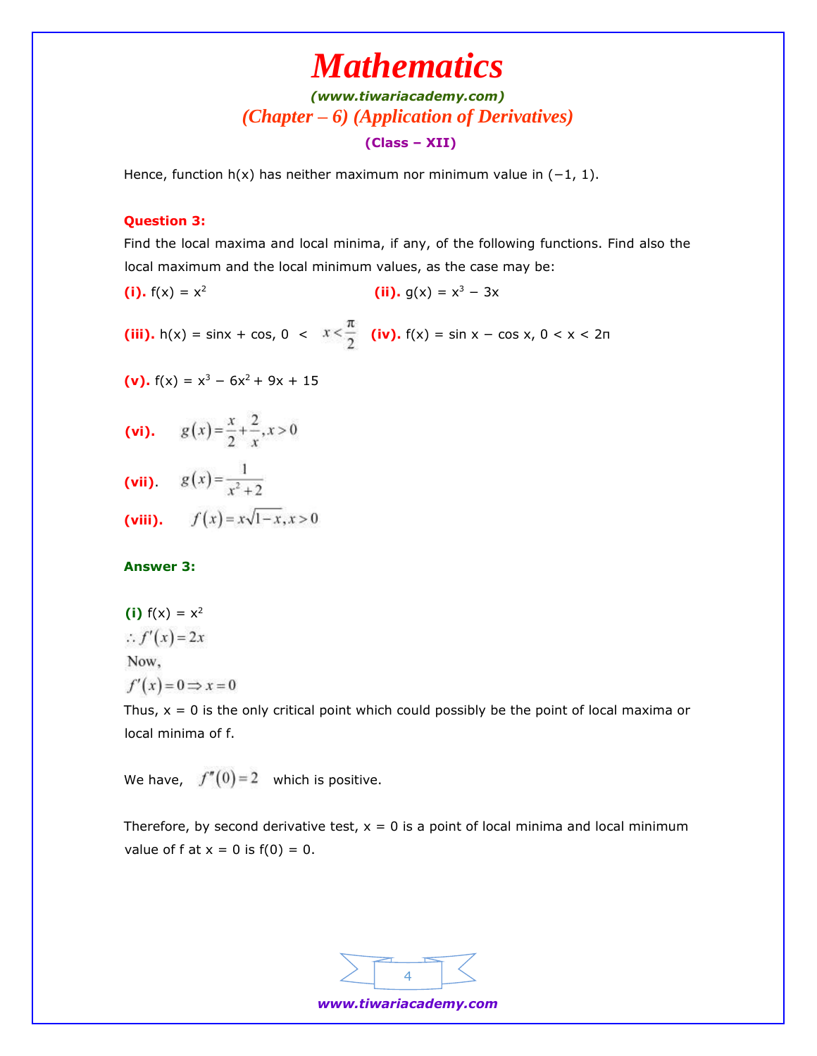Hence, function h(x) has neither maximum nor minimum value in $(-1, 1)$.

**Question 3:**

Find the local maxima and local minima, if any, of the following functions. Find also the local maximum and the local minimum values, as the case may be:

**(i).** $f(x) = x^2$

**(ii).** $g(x) = x^3 - 3x$

**(iii).** $h(x) = \sin x + \cos$, $0 < x < \frac{\pi}{2}$

**(iv).** $f(x) = \sin x - \cos x$, $0 < x < 2\pi$

**(v).** $f(x) = x^3 - 6x^2 + 9x + 15$

**(vi).** $g(x) = \frac{x}{2} + \frac{2}{x}, x > 0$

**(vii).** $g(x) = \frac{1}{x^2 + 2}$

**(viii).** $f(x) = x\sqrt{1-x}, x > 0$

**Answer 3:**

**(i)** $f(x) = x^2$

$\therefore f'(x) = 2x$

Now,

$f'(x) = 0 \Rightarrow x = 0$

Thus, $x = 0$ is the only critical point which could possibly be the point of local maxima or local minima of f.

We have, $f''(0) = 2$ which is positive.

Therefore, by second derivative test, $x = 0$ is a point of local minima and local minimum value of f at $x = 0$ is $f(0) = 0$.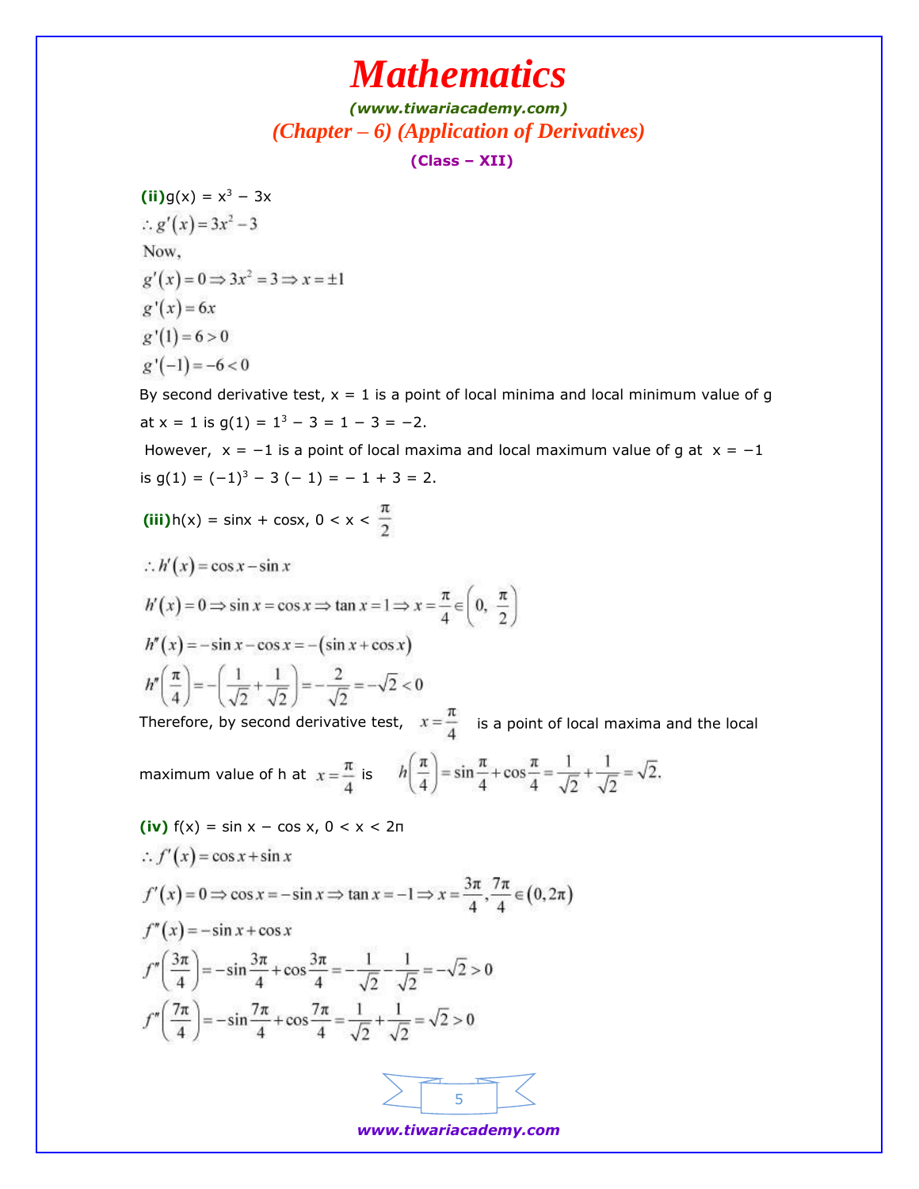**(ii)** $g(x) = x^3 - 3x$

$\therefore g'(x) = 3x^2 - 3$

Now,

$g'(x) = 0 \Rightarrow 3x^2 = 3 \Rightarrow x = \pm 1$

$g''(x) = 6x$

$g''(1) = 6 > 0$

$g''(-1) = -6 < 0$

By second derivative test, x = 1 is a point of local minima and local minimum value of g at x = 1 is $g(1) = 1^3 - 3 = 1 - 3 = -2$.

However, x = −1 is a point of local maxima and local maximum value of g at x = −1 is $g(1) = (-1)^3 - 3(-1) = -1 + 3 = 2$.

**(iii)** $h(x) = \sin x + \cos x$, $0 < x < \frac{\pi}{2}$

$\therefore h'(x) = \cos x - \sin x$

$h'(x) = 0 \Rightarrow \sin x = \cos x \Rightarrow \tan x = 1 \Rightarrow x = \frac{\pi}{4} \in \left(0, \frac{\pi}{2}\right)$

$h''(x) = -\sin x - \cos x = -(\sin x + \cos x)$

$h''\left(\frac{\pi}{4}\right) = -\left(\frac{1}{\sqrt{2}} + \frac{1}{\sqrt{2}}\right) = -\frac{2}{\sqrt{2}} = -\sqrt{2} < 0$

Therefore, by second derivative test, $x = \frac{\pi}{4}$ is a point of local maxima and the local maximum value of h at $x = \frac{\pi}{4}$ is $h\left(\frac{\pi}{4}\right) = \sin\frac{\pi}{4} + \cos\frac{\pi}{4} = \frac{1}{\sqrt{2}} + \frac{1}{\sqrt{2}} = \sqrt{2}.$

**(iv)** $f(x) = \sin x - \cos x$, $0 < x < 2\pi$

$\therefore f'(x) = \cos x + \sin x$

$f'(x) = 0 \Rightarrow \cos x = -\sin x \Rightarrow \tan x = -1 \Rightarrow x = \frac{3\pi}{4}, \frac{7\pi}{4} \in (0, 2\pi)$

$f''(x) = -\sin x + \cos x$

$f''\left(\frac{3\pi}{4}\right) = -\sin\frac{3\pi}{4} + \cos\frac{3\pi}{4} = -\frac{1}{\sqrt{2}} - \frac{1}{\sqrt{2}} = -\sqrt{2} > 0$

$f''\left(\frac{7\pi}{4}\right) = -\sin\frac{7\pi}{4} + \cos\frac{7\pi}{4} = \frac{1}{\sqrt{2}} + \frac{1}{\sqrt{2}} = \sqrt{2} > 0$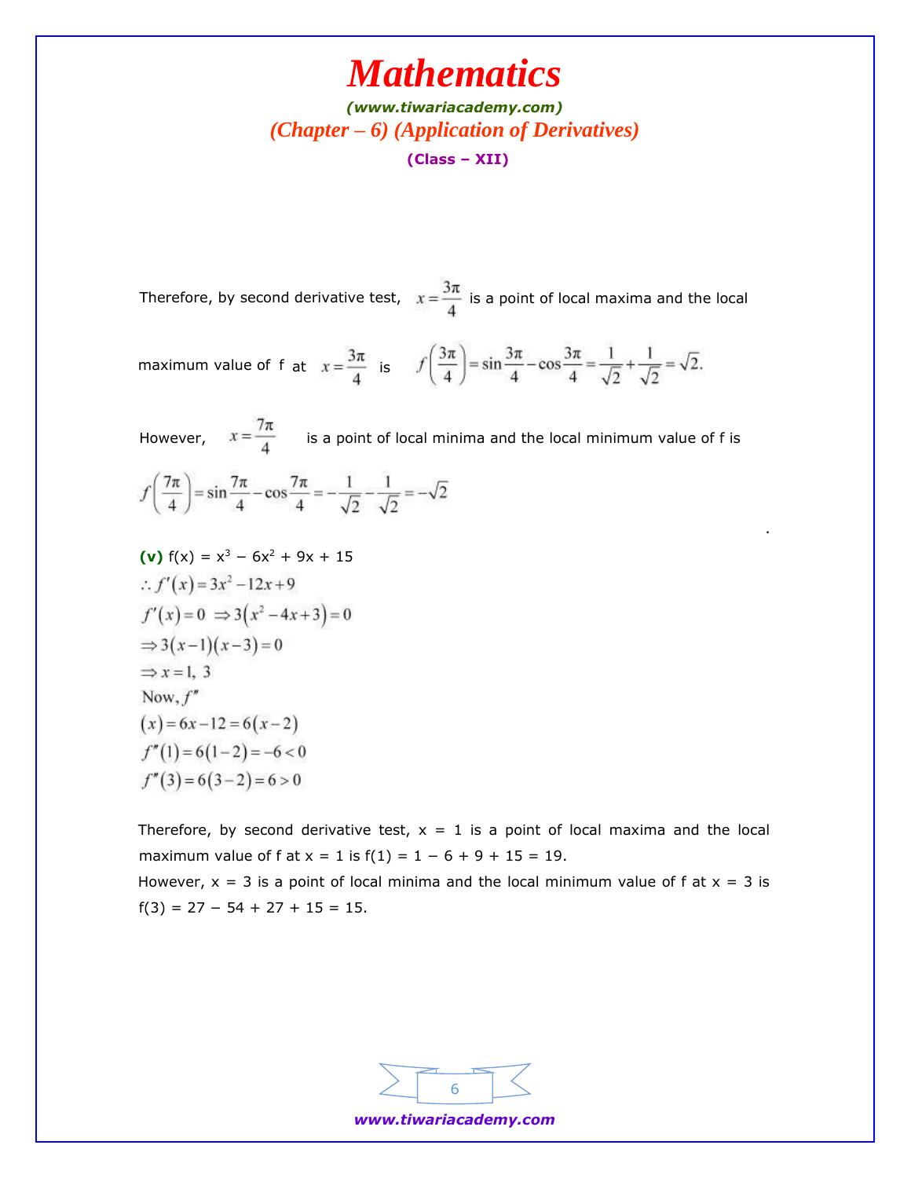Therefore, by second derivative test, $x=\frac{3\pi}{4}$ is a point of local maxima and the local maximum value of f at $x=\frac{3\pi}{4}$ is $f\left(\frac{3\pi}{4}\right)=\sin\frac{3\pi}{4}-\cos\frac{3\pi}{4}=\frac{1}{\sqrt{2}}+\frac{1}{\sqrt{2}}=\sqrt{2}.$

However, $x=\frac{7\pi}{4}$ is a point of local minima and the local minimum value of f is

$$f\left(\frac{7\pi}{4}\right)=\sin\frac{7\pi}{4}-\cos\frac{7\pi}{4}=-\frac{1}{\sqrt{2}}-\frac{1}{\sqrt{2}}=-\sqrt{2}$$

**(v)** $f(x) = x^3 - 6x^2 + 9x + 15$

$$\therefore f'(x)=3x^2-12x+9$$

$$f'(x)=0 \Rightarrow 3\left(x^2-4x+3\right)=0$$

$$\Rightarrow 3(x-1)(x-3)=0$$

$$\Rightarrow x=1,\ 3$$

Now, $f''(x)=6x-12=6(x-2)$

$$f''(1)=6(1-2)=-6<0$$

$$f''(3)=6(3-2)=6>0$$

Therefore, by second derivative test, x = 1 is a point of local maxima and the local maximum value of f at x = 1 is f(1) = 1 − 6 + 9 + 15 = 19.

However, x = 3 is a point of local minima and the local minimum value of f at x = 3 is f(3) = 27 − 54 + 27 + 15 = 15.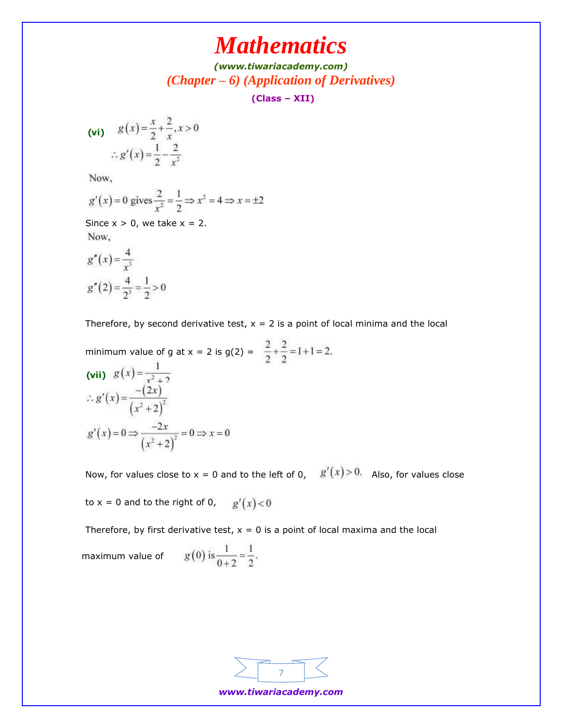**(vi)** $g(x)=\frac{x}{2}+\frac{2}{x}, x>0$

$\therefore g'(x)=\frac{1}{2}-\frac{2}{x^2}$

Now,

$g'(x)=0$ gives $\frac{2}{x^2}=\frac{1}{2}\Rightarrow x^2=4\Rightarrow x=\pm 2$

Since x > 0, we take x = 2.

Now,

$g''(x)=\frac{4}{x^3}$

$g''(2)=\frac{4}{2^3}=\frac{1}{2}>0$

Therefore, by second derivative test, x = 2 is a point of local minima and the local minimum value of g at x = 2 is g(2) = $\frac{2}{2}+\frac{2}{2}=1+1=2.$

**(vii)** $g(x)=\frac{1}{x^2+2}$

$\therefore g'(x)=\frac{-(2x)}{\left(x^2+2\right)^2}$

$g'(x)=0\Rightarrow \frac{-2x}{\left(x^2+2\right)^2}=0\Rightarrow x=0$

Now, for values close to x = 0 and to the left of 0, $g'(x)>0.$ Also, for values close to x = 0 and to the right of 0, $g'(x)<0$

Therefore, by first derivative test, x = 0 is a point of local maxima and the local maximum value of $g(0)$ is $\frac{1}{0+2}=\frac{1}{2}.$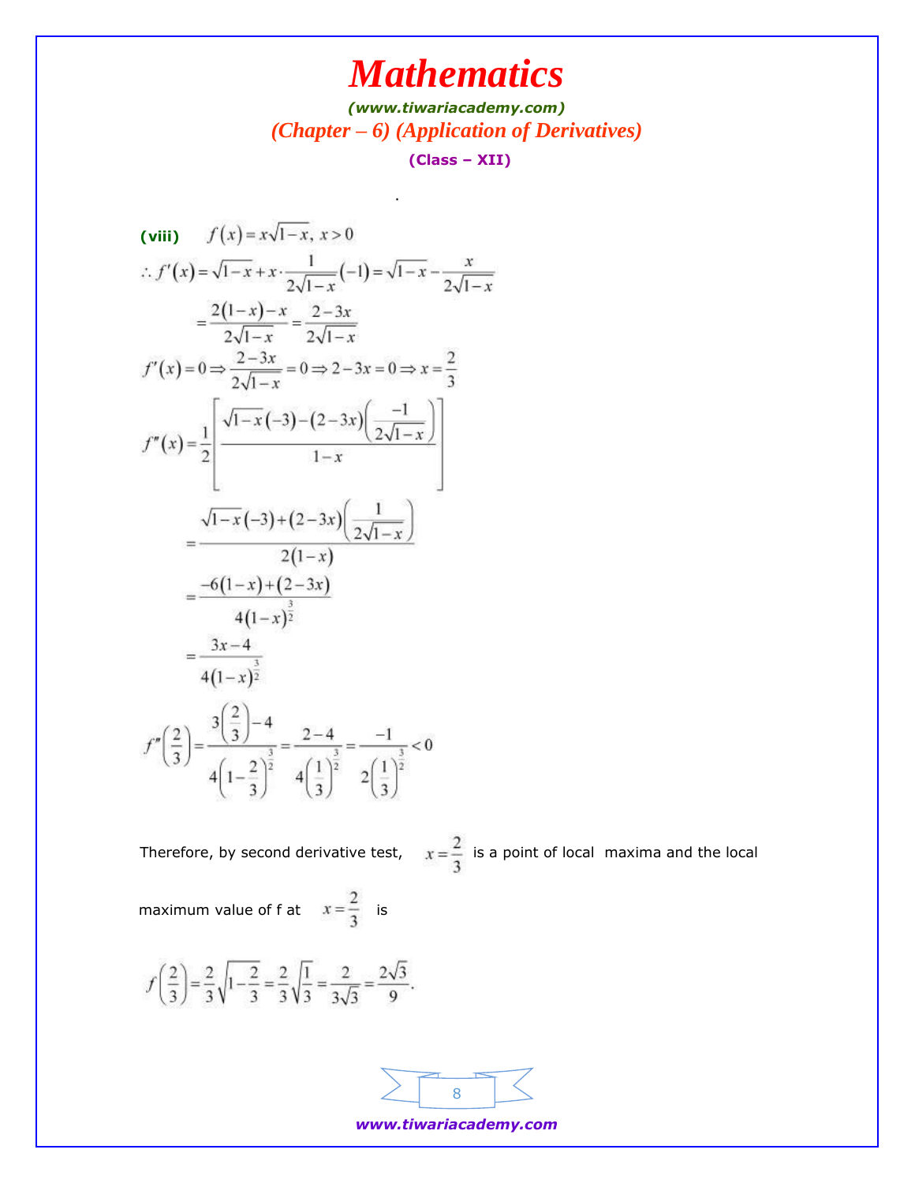**(viii)** $f(x) = x\sqrt{1-x},\ x > 0$

$$\therefore f'(x) = \sqrt{1-x} + x \cdot \frac{1}{2\sqrt{1-x}}(-1) = \sqrt{1-x} - \frac{x}{2\sqrt{1-x}}$$

$$= \frac{2(1-x) - x}{2\sqrt{1-x}} = \frac{2-3x}{2\sqrt{1-x}}$$

$$f'(x) = 0 \Rightarrow \frac{2-3x}{2\sqrt{1-x}} = 0 \Rightarrow 2 - 3x = 0 \Rightarrow x = \frac{2}{3}$$

$$f''(x) = \frac{1}{2}\left[\frac{\sqrt{1-x}(-3) - (2-3x)\left(\frac{-1}{2\sqrt{1-x}}\right)}{1-x}\right]$$

$$= \frac{\sqrt{1-x}(-3) + (2-3x)\left(\frac{1}{2\sqrt{1-x}}\right)}{2(1-x)}$$

$$= \frac{-6(1-x) + (2-3x)}{4(1-x)^{\frac{3}{2}}}$$

$$= \frac{3x-4}{4(1-x)^{\frac{3}{2}}}$$

$$f''\left(\frac{2}{3}\right) = \frac{3\left(\frac{2}{3}\right) - 4}{4\left(1-\frac{2}{3}\right)^{\frac{3}{2}}} = \frac{2-4}{4\left(\frac{1}{3}\right)^{\frac{3}{2}}} = \frac{-1}{2\left(\frac{1}{3}\right)^{\frac{3}{2}}} < 0$$

Therefore, by second derivative test, $x = \frac{2}{3}$ is a point of local maxima and the local maximum value of f at $x = \frac{2}{3}$ is

$$f\left(\frac{2}{3}\right) = \frac{2}{3}\sqrt{1-\frac{2}{3}} = \frac{2}{3}\sqrt{\frac{1}{3}} = \frac{2}{3\sqrt{3}} = \frac{2\sqrt{3}}{9}.$$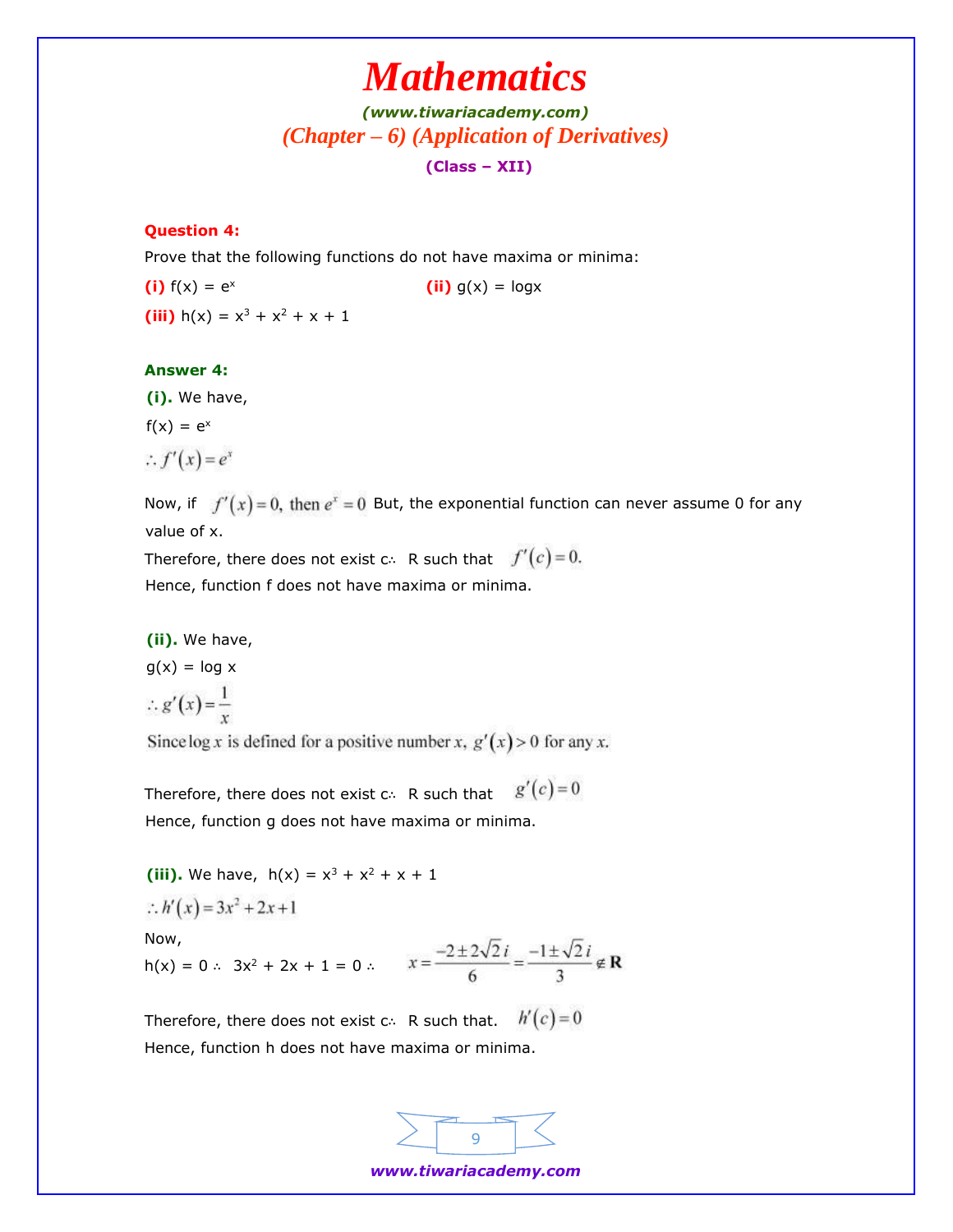**Question 4:**

Prove that the following functions do not have maxima or minima:

**(i)** $f(x) = e^x$

**(ii)** $g(x) = \log x$

**(iii)** $h(x) = x^3 + x^2 + x + 1$

**Answer 4:**

**(i).** We have,

$f(x) = e^x$

$\therefore f'(x) = e^x$

Now, if $f'(x) = 0$, then $e^x = 0$ But, the exponential function can never assume 0 for any value of x.

Therefore, there does not exist c∴ R such that $f'(c) = 0.$

Hence, function f does not have maxima or minima.

**(ii).** We have,

$g(x) = \log x$

$\therefore g'(x) = \frac{1}{x}$

Since $\log x$ is defined for a positive number $x$, $g'(x) > 0$ for any $x$.

Therefore, there does not exist c∴ R such that $g'(c) = 0$

Hence, function g does not have maxima or minima.

**(iii).** We have, $h(x) = x^3 + x^2 + x + 1$

$\therefore h'(x) = 3x^2 + 2x + 1$

Now,

h(x) = 0 ∴ $3x^2 + 2x + 1 = 0$ ∴ $x = \frac{-2 \pm 2\sqrt{2}i}{6} = \frac{-1 \pm \sqrt{2}i}{3} \notin \mathbf{R}$

Therefore, there does not exist c∴ R such that. $h'(c) = 0$

Hence, function h does not have maxima or minima.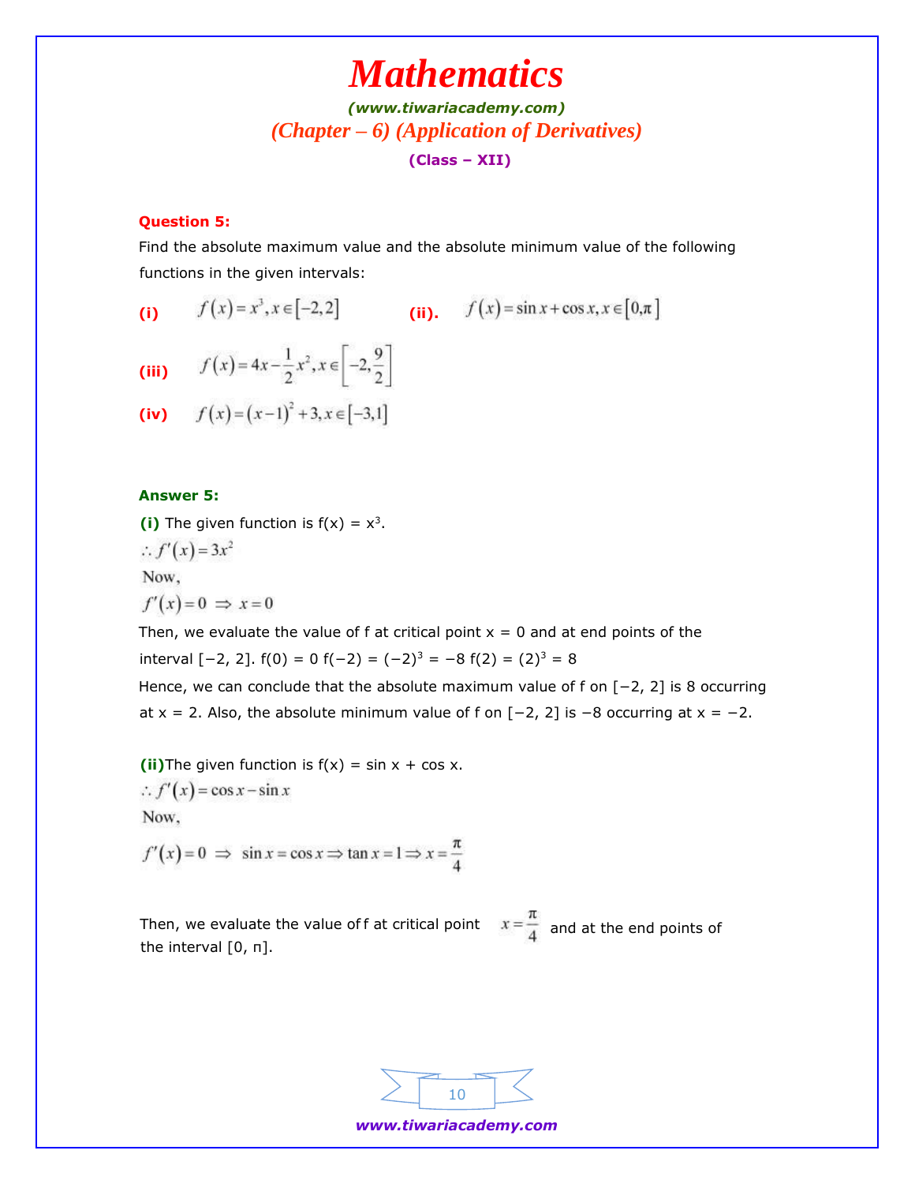**Question 5:**

Find the absolute maximum value and the absolute minimum value of the following functions in the given intervals:

**(i)** $f(x) = x^3, x \in [-2, 2]$ **(ii).** $f(x) = \sin x + \cos x, x \in [0, \pi]$

**(iii)** $f(x) = 4x - \frac{1}{2}x^2, x \in \left[-2, \frac{9}{2}\right]$

**(iv)** $f(x) = (x-1)^2 + 3, x \in [-3, 1]$

**Answer 5:**

**(i)** The given function is $f(x) = x^3$.

$\therefore f'(x) = 3x^2$

Now,

$f'(x) = 0 \Rightarrow x = 0$

Then, we evaluate the value of f at critical point x = 0 and at end points of the interval [−2, 2]. $f(0) = 0$ $f(-2) = (-2)^3 = -8$ $f(2) = (2)^3 = 8$

Hence, we can conclude that the absolute maximum value of f on [−2, 2] is 8 occurring at x = 2. Also, the absolute minimum value of f on [−2, 2] is −8 occurring at x = −2.

**(ii)** The given function is $f(x) = \sin x + \cos x$.

$\therefore f'(x) = \cos x - \sin x$

Now,

$f'(x) = 0 \Rightarrow \sin x = \cos x \Rightarrow \tan x = 1 \Rightarrow x = \frac{\pi}{4}$

Then, we evaluate the value of f at critical point $x = \frac{\pi}{4}$ and at the end points of the interval [0, π].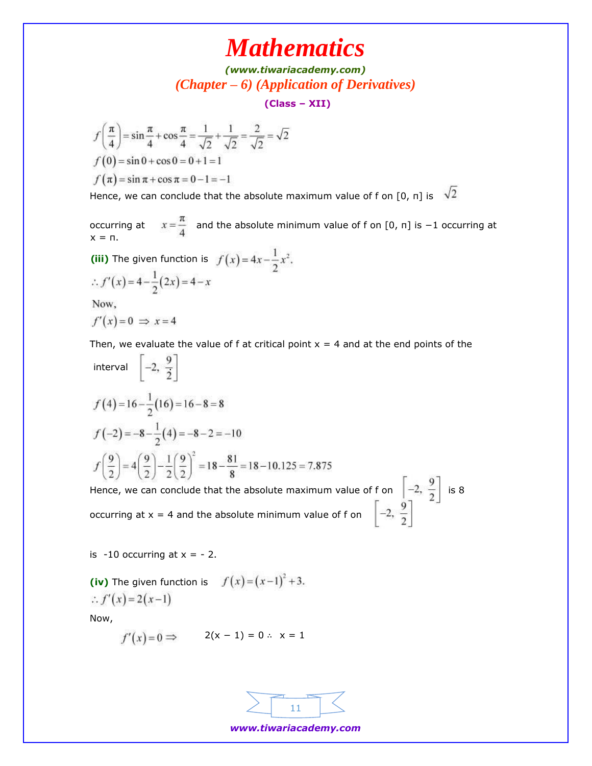$$f\left(\frac{\pi}{4}\right) = \sin\frac{\pi}{4} + \cos\frac{\pi}{4} = \frac{1}{\sqrt{2}} + \frac{1}{\sqrt{2}} = \frac{2}{\sqrt{2}} = \sqrt{2}$$

$$f(0) = \sin 0 + \cos 0 = 0 + 1 = 1$$

$$f(\pi) = \sin\pi + \cos\pi = 0 - 1 = -1$$

Hence, we can conclude that the absolute maximum value of f on [0, π] is $\sqrt{2}$ occurring at $x = \frac{\pi}{4}$ and the absolute minimum value of f on [0, π] is −1 occurring at x = π.

**(iii)** The given function is $f(x) = 4x - \frac{1}{2}x^2.$

$$\therefore f'(x) = 4 - \frac{1}{2}(2x) = 4 - x$$

Now,

$$f'(x) = 0 \Rightarrow x = 4$$

Then, we evaluate the value of f at critical point x = 4 and at the end points of the interval $\left[-2, \frac{9}{2}\right]$

$$f(4) = 16 - \frac{1}{2}(16) = 16 - 8 = 8$$

$$f(-2) = -8 - \frac{1}{2}(4) = -8 - 2 = -10$$

$$f\left(\frac{9}{2}\right) = 4\left(\frac{9}{2}\right) - \frac{1}{2}\left(\frac{9}{2}\right)^2 = 18 - \frac{81}{8} = 18 - 10.125 = 7.875$$

Hence, we can conclude that the absolute maximum value of f on $\left[-2, \frac{9}{2}\right]$ is 8 occurring at x = 4 and the absolute minimum value of f on $\left[-2, \frac{9}{2}\right]$ is -10 occurring at x = - 2.

**(iv)** The given function is $f(x) = (x-1)^2 + 3.$

$$\therefore f'(x) = 2(x-1)$$

Now,

$$f'(x) = 0 \Rightarrow \quad 2(x - 1) = 0 \therefore \; x = 1$$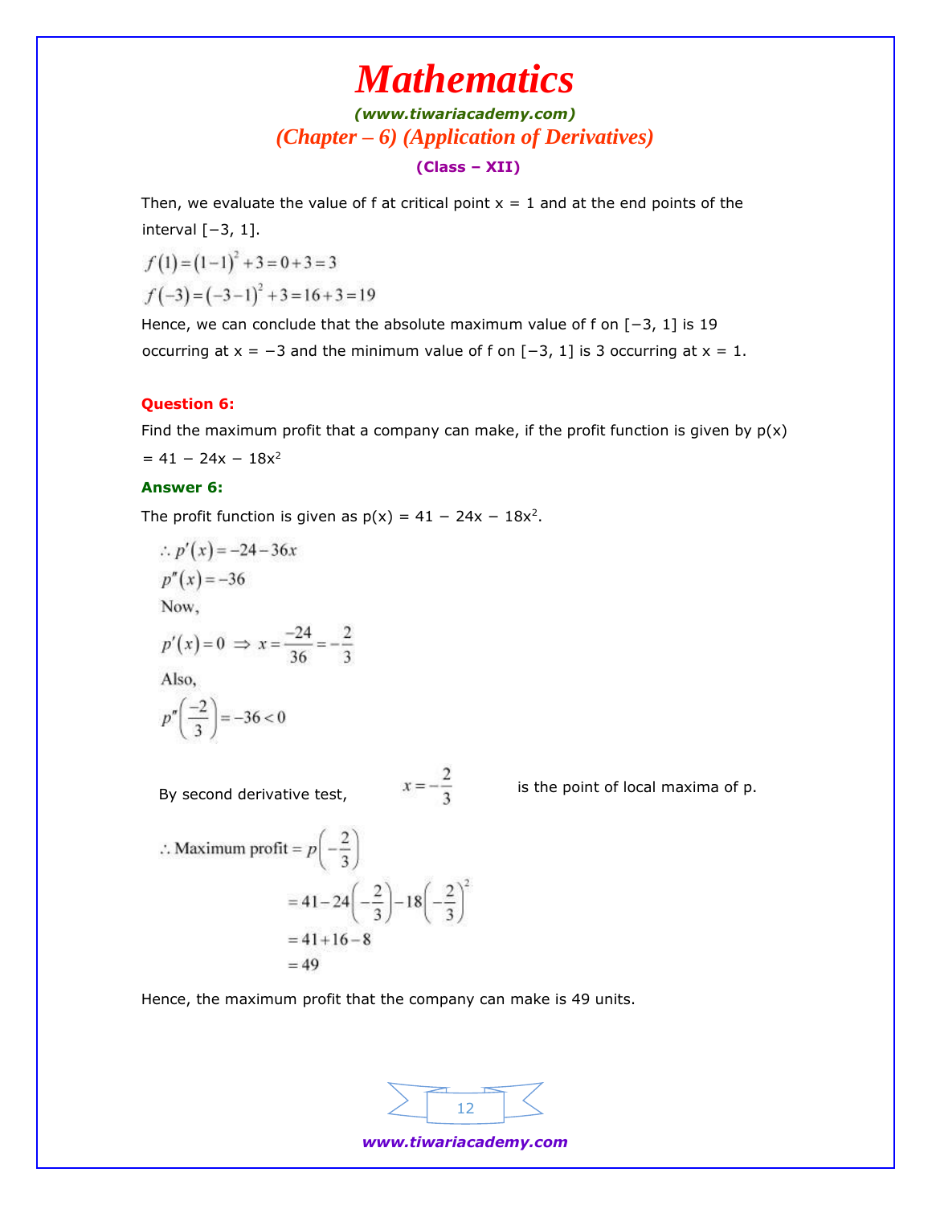Then, we evaluate the value of f at critical point x = 1 and at the end points of the interval [−3, 1].

$$f(1) = (1-1)^2 + 3 = 0 + 3 = 3$$

$$f(-3) = (-3-1)^2 + 3 = 16 + 3 = 19$$

Hence, we can conclude that the absolute maximum value of f on [−3, 1] is 19 occurring at x = −3 and the minimum value of f on [−3, 1] is 3 occurring at x = 1.

**Question 6:**

Find the maximum profit that a company can make, if the profit function is given by $p(x) = 41 - 24x - 18x^2$

**Answer 6:**

The profit function is given as $p(x) = 41 - 24x - 18x^2$.

$$\therefore p'(x) = -24 - 36x$$

$$p''(x) = -36$$

Now,

$$p'(x) = 0 \Rightarrow x = \frac{-24}{36} = -\frac{2}{3}$$

Also,

$$p''\left(\frac{-2}{3}\right) = -36 < 0$$

By second derivative test, $x = -\frac{2}{3}$ is the point of local maxima of p.

$$\therefore \text{Maximum profit} = p\left(-\frac{2}{3}\right)$$

$$= 41 - 24\left(-\frac{2}{3}\right) - 18\left(-\frac{2}{3}\right)^2$$

$$= 41 + 16 - 8$$

$$= 49$$

Hence, the maximum profit that the company can make is 49 units.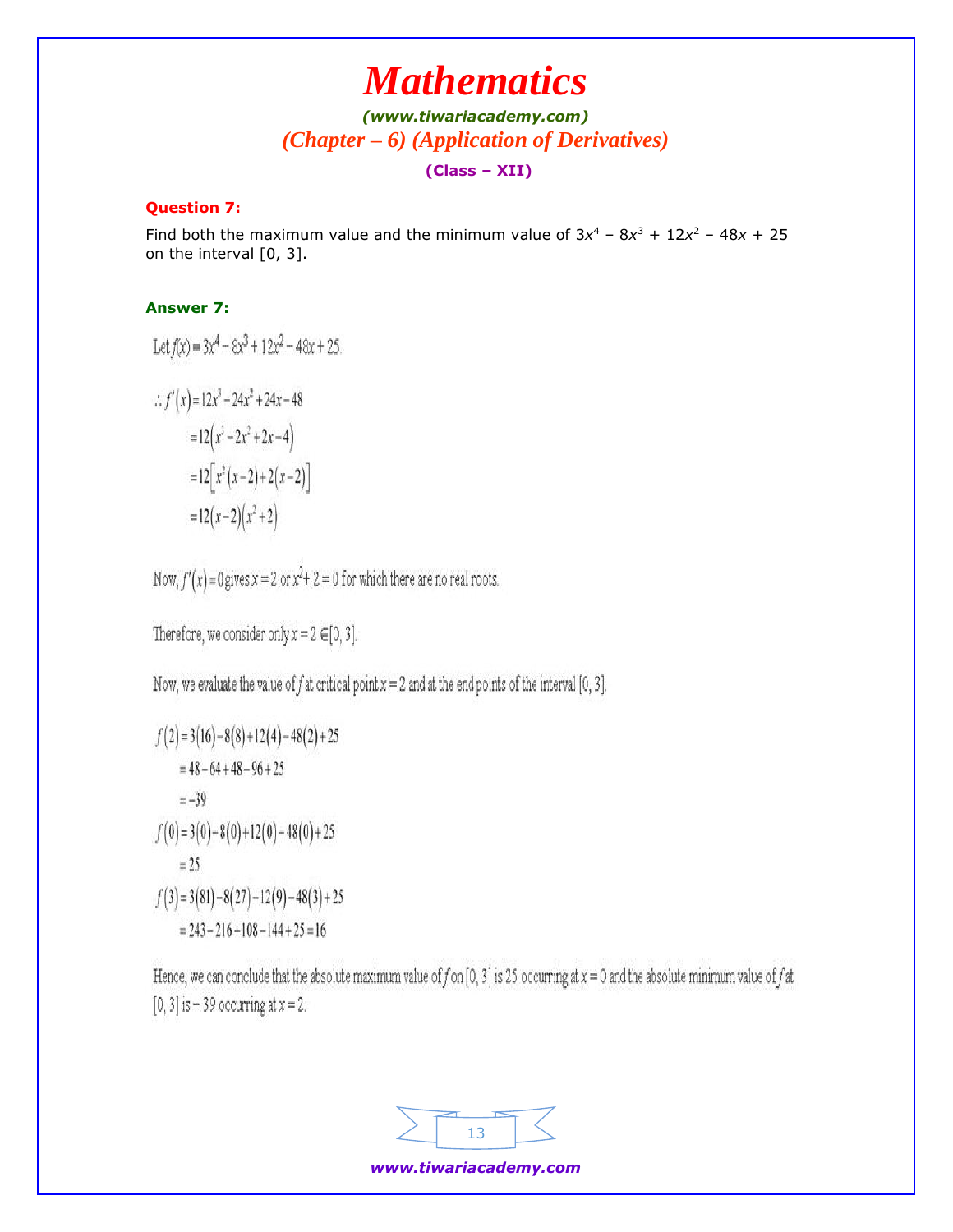### Question 7:

Find both the maximum value and the minimum value of $3x^4 - 8x^3 + 12x^2 - 48x + 25$ on the interval [0, 3].

### Answer 7:

Let $f(x) = 3x^4 - 8x^3 + 12x^2 - 48x + 25$.

$$\therefore f'(x) = 12x^3 - 24x^2 + 24x - 48$$

$$= 12(x^3 - 2x^2 + 2x - 4)$$

$$= 12[x^2(x-2) + 2(x-2)]$$

$$= 12(x-2)(x^2+2)$$

Now, $f'(x) = 0$ gives $x = 2$ or $x^2 + 2 = 0$ for which there are no real roots.

Therefore, we consider only $x = 2 \in [0, 3]$.

Now, we evaluate the value of $f$ at critical point $x = 2$ and at the end points of the interval $[0, 3]$.

$$f(2) = 3(16) - 8(8) + 12(4) - 48(2) + 25$$

$$= 48 - 64 + 48 - 96 + 25$$

$$= -39$$

$$f(0) = 3(0) - 8(0) + 12(0) - 48(0) + 25$$

$$= 25$$

$$f(3) = 3(81) - 8(27) + 12(9) - 48(3) + 25$$

$$= 243 - 216 + 108 - 144 + 25 = 16$$

Hence, we can conclude that the absolute maximum value of $f$ on $[0, 3]$ is 25 occurring at $x = 0$ and the absolute minimum value of $f$ at $[0, 3]$ is $-39$ occurring at $x = 2$.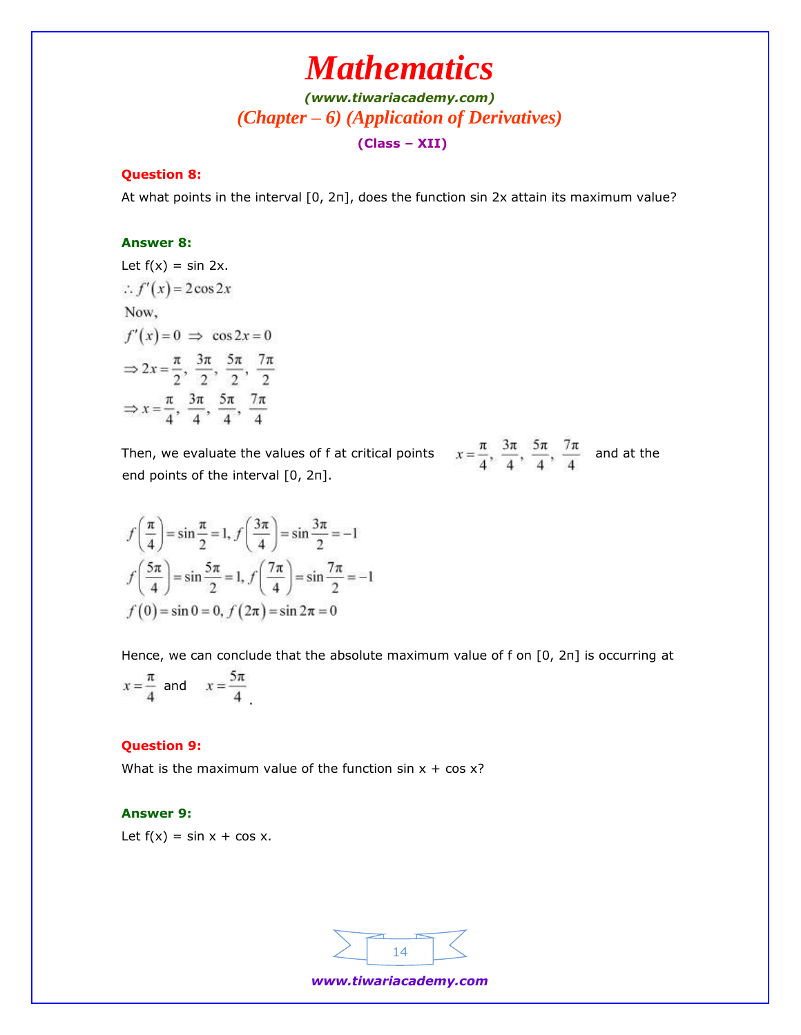**Question 8:**

At what points in the interval [0, 2π], does the function sin 2x attain its maximum value?

**Answer 8:**

Let f(x) = sin 2x.

$$\therefore f'(x) = 2\cos 2x$$

Now,

$$f'(x) = 0 \Rightarrow \cos 2x = 0$$

$$\Rightarrow 2x = \frac{\pi}{2}, \frac{3\pi}{2}, \frac{5\pi}{2}, \frac{7\pi}{2}$$

$$\Rightarrow x = \frac{\pi}{4}, \frac{3\pi}{4}, \frac{5\pi}{4}, \frac{7\pi}{4}$$

Then, we evaluate the values of f at critical points $x = \frac{\pi}{4}, \frac{3\pi}{4}, \frac{5\pi}{4}, \frac{7\pi}{4}$ and at the end points of the interval [0, 2π].

$$f\left(\frac{\pi}{4}\right) = \sin\frac{\pi}{2} = 1, f\left(\frac{3\pi}{4}\right) = \sin\frac{3\pi}{2} = -1$$

$$f\left(\frac{5\pi}{4}\right) = \sin\frac{5\pi}{2} = 1, f\left(\frac{7\pi}{4}\right) = \sin\frac{7\pi}{2} = -1$$

$$f(0) = \sin 0 = 0, f(2\pi) = \sin 2\pi = 0$$

Hence, we can conclude that the absolute maximum value of f on [0, 2π] is occurring at $x = \frac{\pi}{4}$ and $x = \frac{5\pi}{4}$.

**Question 9:**

What is the maximum value of the function sin x + cos x?

**Answer 9:**

Let f(x) = sin x + cos x.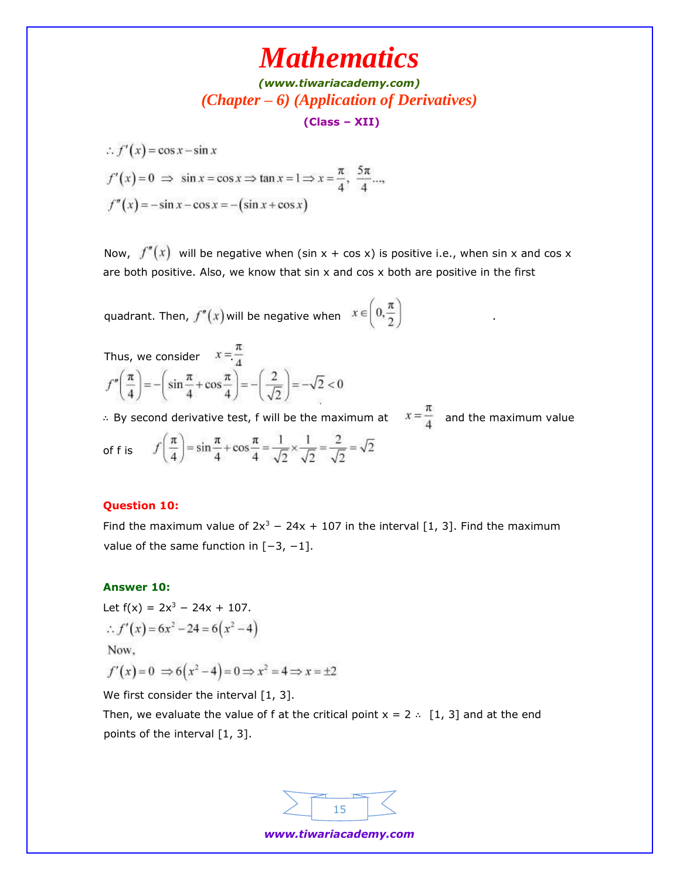$$\therefore f'(x) = \cos x - \sin x$$

$$f'(x) = 0 \Rightarrow \sin x = \cos x \Rightarrow \tan x = 1 \Rightarrow x = \frac{\pi}{4}, \frac{5\pi}{4}...,$$

$$f''(x) = -\sin x - \cos x = -(\sin x + \cos x)$$

Now, $f''(x)$ will be negative when (sin x + cos x) is positive i.e., when sin x and cos x are both positive. Also, we know that sin x and cos x both are positive in the first quadrant. Then, $f''(x)$ will be negative when $x \in \left(0, \frac{\pi}{2}\right)$.

Thus, we consider $x = \frac{\pi}{4}$

$$f''\left(\frac{\pi}{4}\right) = -\left(\sin\frac{\pi}{4} + \cos\frac{\pi}{4}\right) = -\left(\frac{2}{\sqrt{2}}\right) = -\sqrt{2} < 0$$

∴ By second derivative test, f will be the maximum at $x = \frac{\pi}{4}$ and the maximum value of f is $f\left(\frac{\pi}{4}\right) = \sin\frac{\pi}{4} + \cos\frac{\pi}{4} = \frac{1}{\sqrt{2}} \times \frac{1}{\sqrt{2}} = \frac{2}{\sqrt{2}} = \sqrt{2}$

**Question 10:**

Find the maximum value of $2x^3 - 24x + 107$ in the interval [1, 3]. Find the maximum value of the same function in [−3, −1].

**Answer 10:**

Let $f(x) = 2x^3 - 24x + 107$.

$$\therefore f'(x) = 6x^2 - 24 = 6(x^2 - 4)$$

Now,

$$f'(x) = 0 \Rightarrow 6(x^2 - 4) = 0 \Rightarrow x^2 = 4 \Rightarrow x = \pm 2$$

We first consider the interval [1, 3].

Then, we evaluate the value of f at the critical point x = 2 ∴ [1, 3] and at the end points of the interval [1, 3].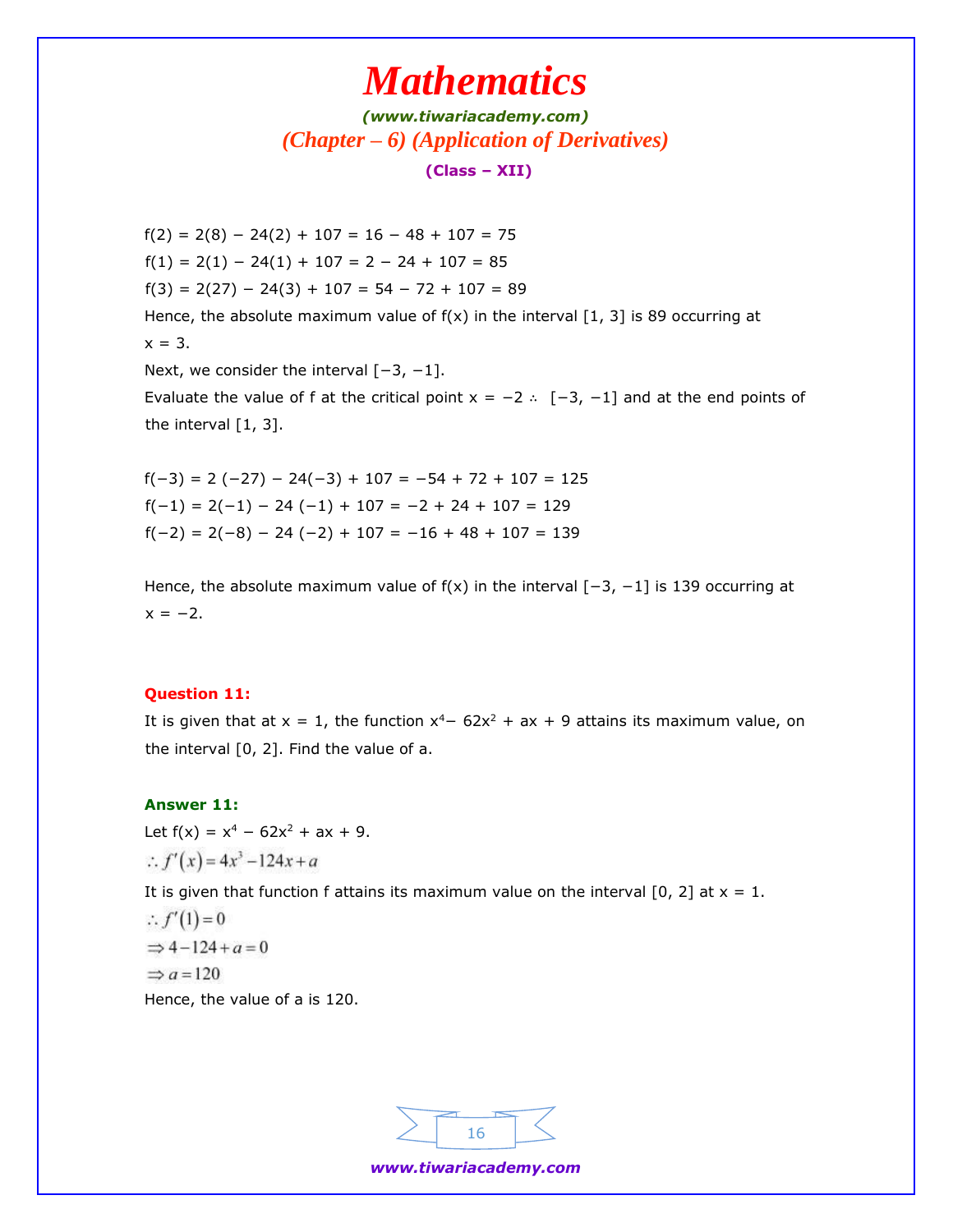$f(2) = 2(8) - 24(2) + 107 = 16 - 48 + 107 = 75$

$f(1) = 2(1) - 24(1) + 107 = 2 - 24 + 107 = 85$

$f(3) = 2(27) - 24(3) + 107 = 54 - 72 + 107 = 89$

Hence, the absolute maximum value of f(x) in the interval [1, 3] is 89 occurring at x = 3.

Next, we consider the interval [−3, −1].

Evaluate the value of f at the critical point x = −2 ∴ [−3, −1] and at the end points of the interval [1, 3].

$f(-3) = 2(-27) - 24(-3) + 107 = -54 + 72 + 107 = 125$

$f(-1) = 2(-1) - 24(-1) + 107 = -2 + 24 + 107 = 129$

$f(-2) = 2(-8) - 24(-2) + 107 = -16 + 48 + 107 = 139$

Hence, the absolute maximum value of f(x) in the interval [−3, −1] is 139 occurring at x = −2.

**Question 11:**

It is given that at x = 1, the function $x^4 - 62x^2 + ax + 9$ attains its maximum value, on the interval [0, 2]. Find the value of a.

**Answer 11:**

Let $f(x) = x^4 - 62x^2 + ax + 9$.

$\therefore f'(x) = 4x^3 - 124x + a$

It is given that function f attains its maximum value on the interval [0, 2] at x = 1.

$\therefore f'(1) = 0$

$\Rightarrow 4 - 124 + a = 0$

$\Rightarrow a = 120$

Hence, the value of a is 120.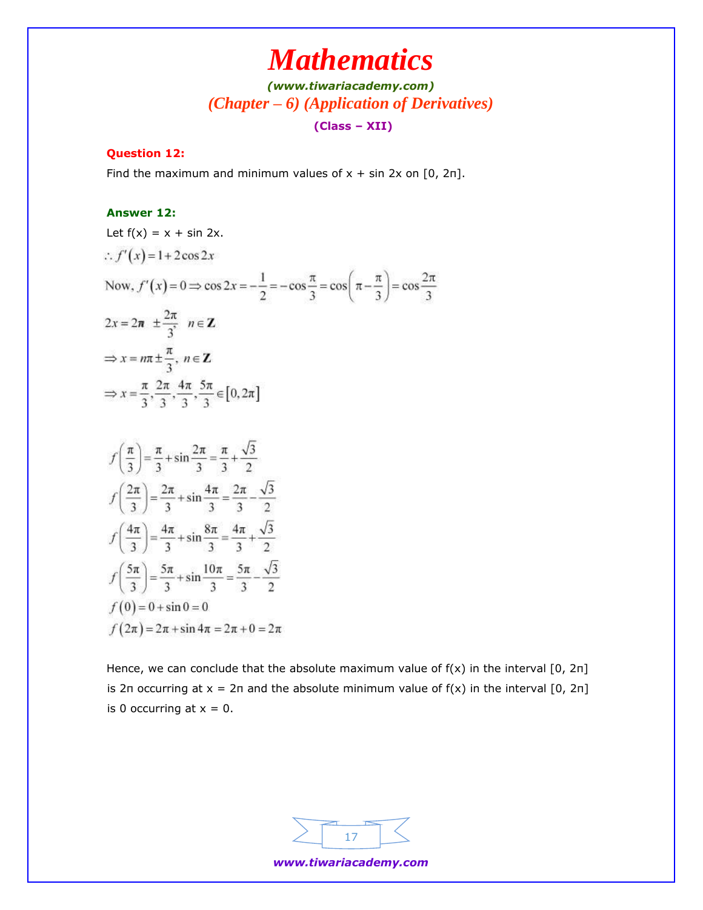**Question 12:**

Find the maximum and minimum values of x + sin 2x on [0, 2π].

**Answer 12:**

Let f(x) = x + sin 2x.

$$\therefore f'(x) = 1 + 2\cos 2x$$

$$\text{Now, } f'(x) = 0 \Rightarrow \cos 2x = -\frac{1}{2} = -\cos\frac{\pi}{3} = \cos\left(\pi - \frac{\pi}{3}\right) = \cos\frac{2\pi}{3}$$

$$2x = 2\pi \pm \frac{2\pi}{3}, \quad n \in \mathbf{Z}$$

$$\Rightarrow x = n\pi \pm \frac{\pi}{3}, \ n \in \mathbf{Z}$$

$$\Rightarrow x = \frac{\pi}{3}, \frac{2\pi}{3}, \frac{4\pi}{3}, \frac{5\pi}{3} \in [0, 2\pi]$$

$$f\left(\frac{\pi}{3}\right) = \frac{\pi}{3} + \sin\frac{2\pi}{3} = \frac{\pi}{3} + \frac{\sqrt{3}}{2}$$

$$f\left(\frac{2\pi}{3}\right) = \frac{2\pi}{3} + \sin\frac{4\pi}{3} = \frac{2\pi}{3} - \frac{\sqrt{3}}{2}$$

$$f\left(\frac{4\pi}{3}\right) = \frac{4\pi}{3} + \sin\frac{8\pi}{3} = \frac{4\pi}{3} + \frac{\sqrt{3}}{2}$$

$$f\left(\frac{5\pi}{3}\right) = \frac{5\pi}{3} + \sin\frac{10\pi}{3} = \frac{5\pi}{3} - \frac{\sqrt{3}}{2}$$

$$f(0) = 0 + \sin 0 = 0$$

$$f(2\pi) = 2\pi + \sin 4\pi = 2\pi + 0 = 2\pi$$

Hence, we can conclude that the absolute maximum value of f(x) in the interval [0, 2π] is 2π occurring at x = 2π and the absolute minimum value of f(x) in the interval [0, 2π] is 0 occurring at x = 0.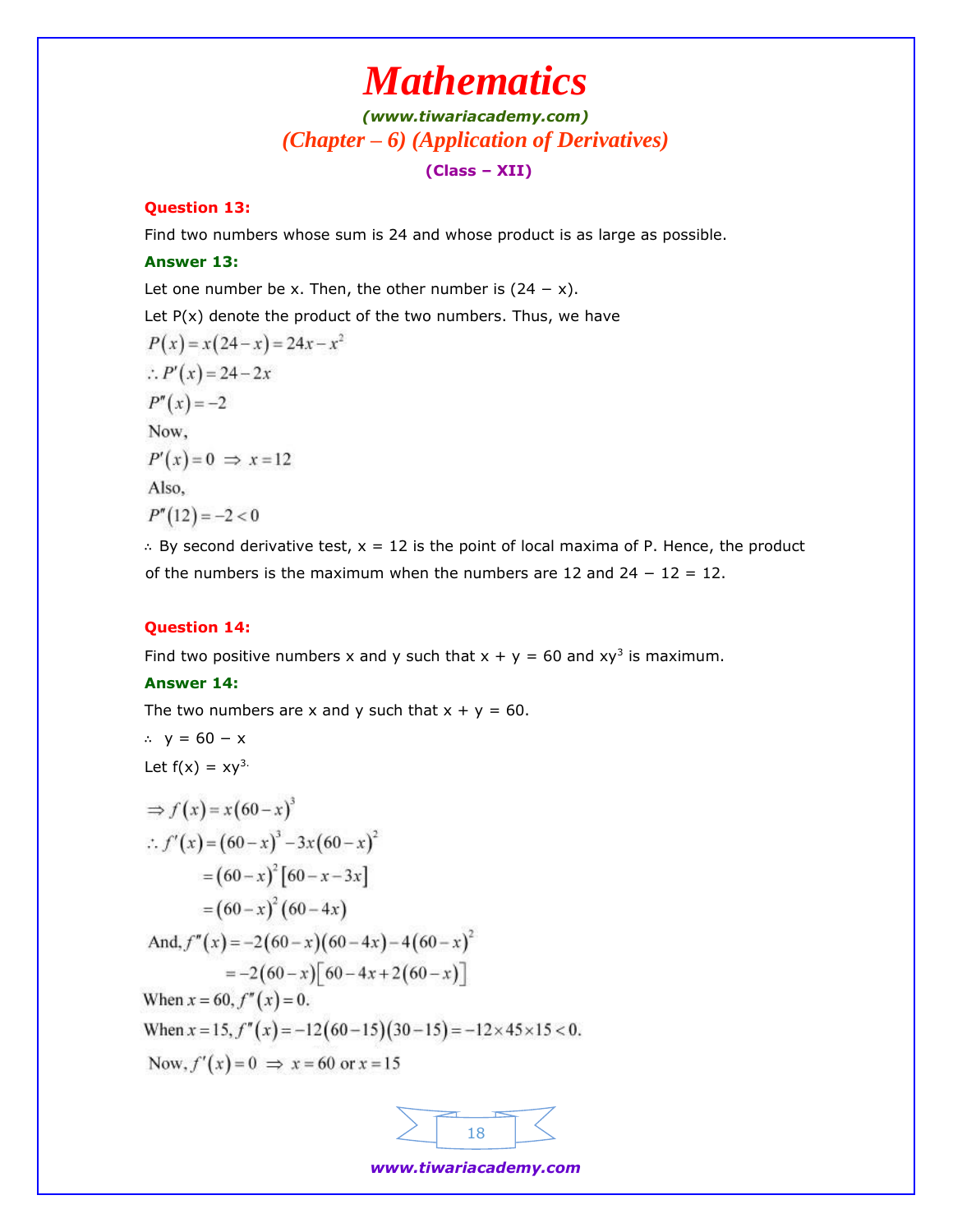**Question 13:**

Find two numbers whose sum is 24 and whose product is as large as possible.

**Answer 13:**

Let one number be x. Then, the other number is (24 − x).

Let P(x) denote the product of the two numbers. Thus, we have

$$P(x) = x(24 - x) = 24x - x^2$$

$$\therefore P'(x) = 24 - 2x$$

$$P''(x) = -2$$

Now,

$$P'(x) = 0 \Rightarrow x = 12$$

Also,

$$P''(12) = -2 < 0$$

∴ By second derivative test, x = 12 is the point of local maxima of P. Hence, the product of the numbers is the maximum when the numbers are 12 and 24 − 12 = 12.

**Question 14:**

Find two positive numbers x and y such that x + y = 60 and $xy^3$ is maximum.

**Answer 14:**

The two numbers are x and y such that x + y = 60.

∴ y = 60 − x

Let f(x) = $xy^3$.

$$\Rightarrow f(x) = x(60 - x)^3$$

$$\therefore f'(x) = (60 - x)^3 - 3x(60 - x)^2$$

$$= (60 - x)^2 [60 - x - 3x]$$

$$= (60 - x)^2 (60 - 4x)$$

$$\text{And, } f''(x) = -2(60 - x)(60 - 4x) - 4(60 - x)^2$$

$$= -2(60 - x)[60 - 4x + 2(60 - x)]$$

When $x = 60, f''(x) = 0.$

When $x = 15, f''(x) = -12(60 - 15)(30 - 15) = -12 \times 45 \times 15 < 0.$

Now, $f'(x) = 0 \Rightarrow x = 60$ or $x = 15$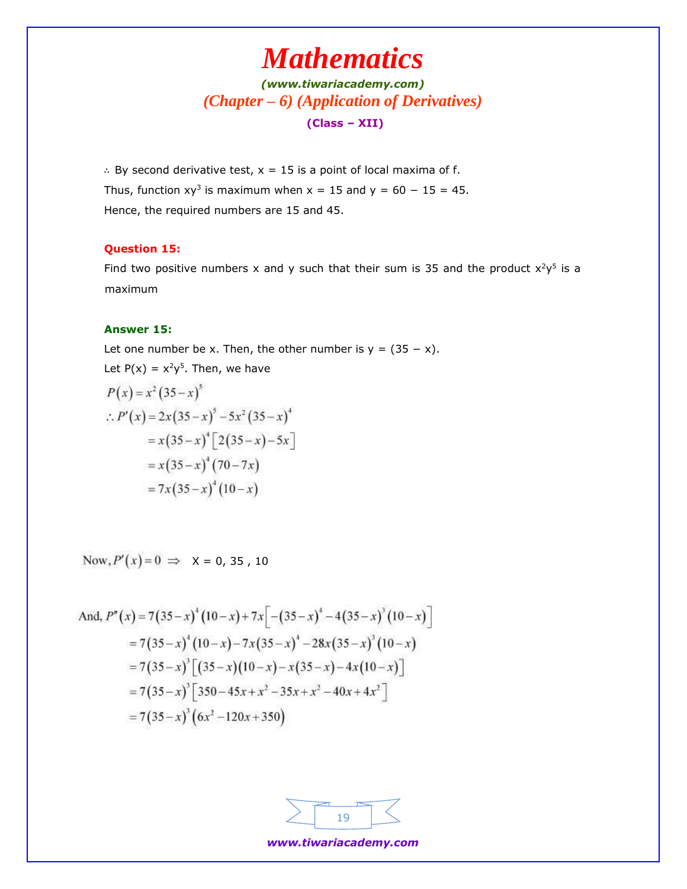∴ By second derivative test, x = 15 is a point of local maxima of f.

Thus, function $xy^3$ is maximum when x = 15 and y = 60 − 15 = 45.

Hence, the required numbers are 15 and 45.

**Question 15:**

Find two positive numbers x and y such that their sum is 35 and the product $x^2y^5$ is a maximum

**Answer 15:**

Let one number be x. Then, the other number is y = (35 − x).

Let P(x) = $x^2y^5$. Then, we have

$$P(x) = x^2(35-x)^5$$

$$\therefore P'(x) = 2x(35-x)^5 - 5x^2(35-x)^4$$

$$= x(35-x)^4\left[2(35-x)-5x\right]$$

$$= x(35-x)^4(70-7x)$$

$$= 7x(35-x)^4(10-x)$$

Now, $P'(x) = 0 \Rightarrow$ X = 0, 35 , 10

$$\text{And, } P''(x) = 7(35-x)^4(10-x) + 7x\left[-(35-x)^4 - 4(35-x)^3(10-x)\right]$$

$$= 7(35-x)^4(10-x) - 7x(35-x)^4 - 28x(35-x)^3(10-x)$$

$$= 7(35-x)^3\left[(35-x)(10-x) - x(35-x) - 4x(10-x)\right]$$

$$= 7(35-x)^3\left[350 - 45x + x^2 - 35x + x^2 - 40x + 4x^2\right]$$

$$= 7(35-x)^3\left(6x^2 - 120x + 350\right)$$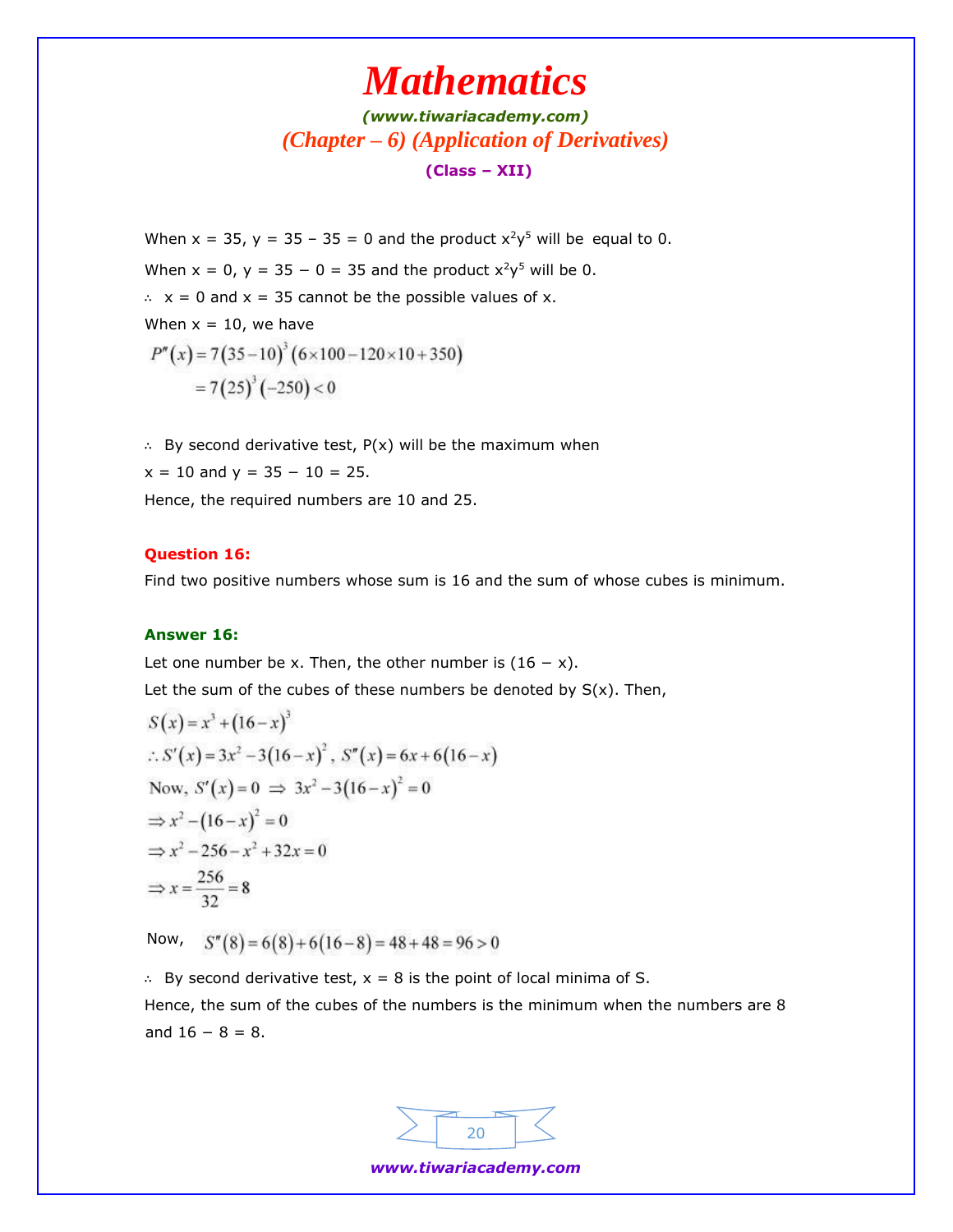When x = 35, y = 35 − 35 = 0 and the product $x^2y^5$ will be equal to 0.

When x = 0, y = 35 − 0 = 35 and the product $x^2y^5$ will be 0.

∴ x = 0 and x = 35 cannot be the possible values of x.

When x = 10, we have

$$P''(x) = 7(35-10)^3(6\times100 - 120\times10 + 350)$$
$$= 7(25)^3(-250) < 0$$

∴ By second derivative test, P(x) will be the maximum when x = 10 and y = 35 − 10 = 25.

Hence, the required numbers are 10 and 25.

**Question 16:**

Find two positive numbers whose sum is 16 and the sum of whose cubes is minimum.

**Answer 16:**

Let one number be x. Then, the other number is (16 − x).

Let the sum of the cubes of these numbers be denoted by S(x). Then,

$$S(x) = x^3 + (16-x)^3$$

$$\therefore S'(x) = 3x^2 - 3(16-x)^2,\ S''(x) = 6x + 6(16-x)$$

$$\text{Now, } S'(x) = 0 \Rightarrow 3x^2 - 3(16-x)^2 = 0$$

$$\Rightarrow x^2 - (16-x)^2 = 0$$

$$\Rightarrow x^2 - 256 - x^2 + 32x = 0$$

$$\Rightarrow x = \frac{256}{32} = 8$$

Now, $S''(8) = 6(8) + 6(16-8) = 48 + 48 = 96 > 0$

∴ By second derivative test, x = 8 is the point of local minima of S.

Hence, the sum of the cubes of the numbers is the minimum when the numbers are 8 and 16 − 8 = 8.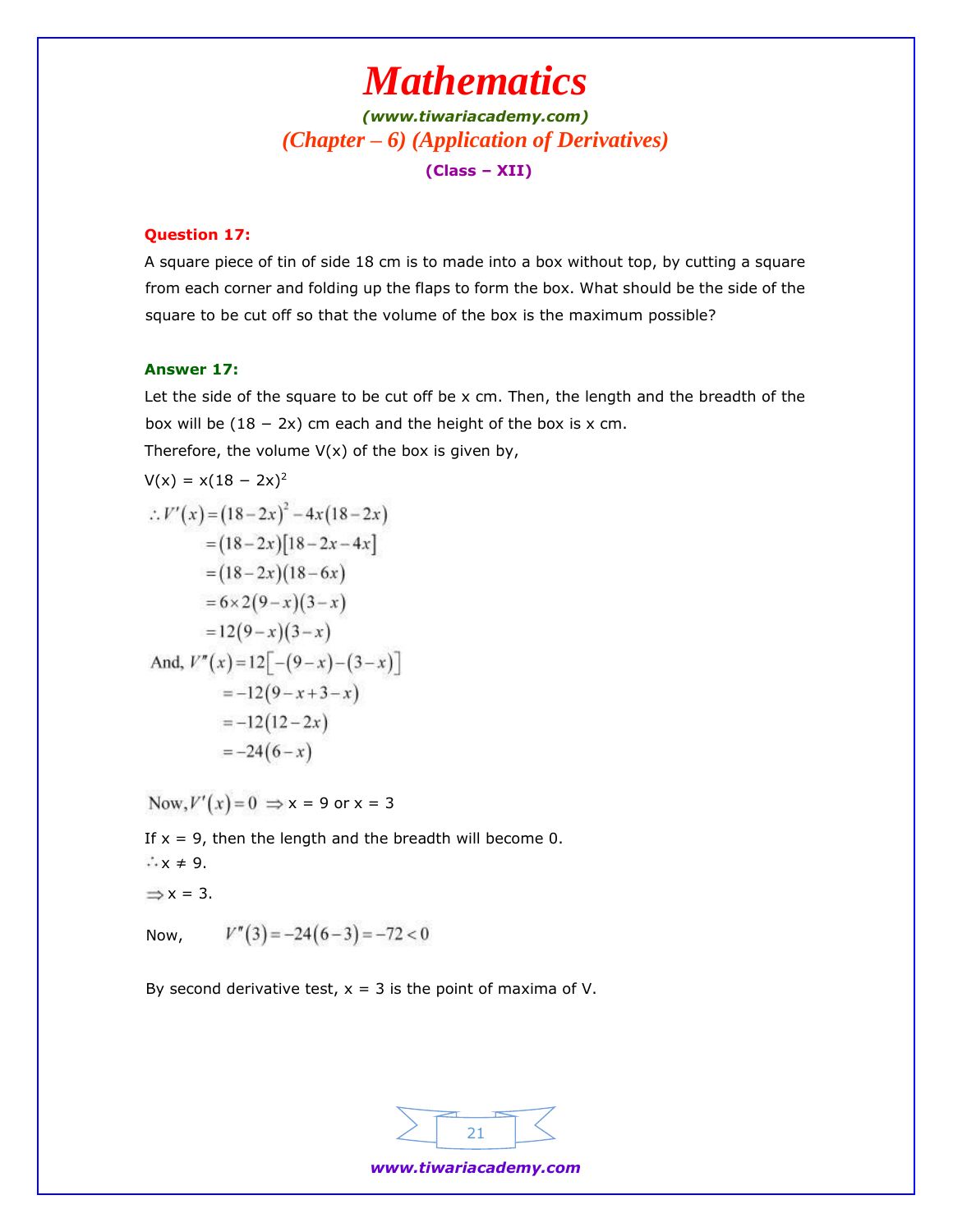**Question 17:**

A square piece of tin of side 18 cm is to made into a box without top, by cutting a square from each corner and folding up the flaps to form the box. What should be the side of the square to be cut off so that the volume of the box is the maximum possible?

**Answer 17:**

Let the side of the square to be cut off be x cm. Then, the length and the breadth of the box will be (18 − 2x) cm each and the height of the box is x cm.

Therefore, the volume V(x) of the box is given by,

$V(x) = x(18 - 2x)^2$

$$\begin{aligned}
\therefore V'(x) &= (18-2x)^2 - 4x(18-2x) \\
&= (18-2x)[18-2x-4x] \\
&= (18-2x)(18-6x) \\
&= 6\times 2(9-x)(3-x) \\
&= 12(9-x)(3-x)
\end{aligned}$$

$$\begin{aligned}
\text{And, } V''(x) &= 12[-(9-x)-(3-x)] \\
&= -12(9-x+3-x) \\
&= -12(12-2x) \\
&= -24(6-x)
\end{aligned}$$

Now, $V'(x) = 0 \Rightarrow$ x = 9 or x = 3

If x = 9, then the length and the breadth will become 0.

$\therefore x \neq 9$.

$\Rightarrow x = 3$.

Now, $V''(3) = -24(6-3) = -72 < 0$

By second derivative test, x = 3 is the point of maxima of V.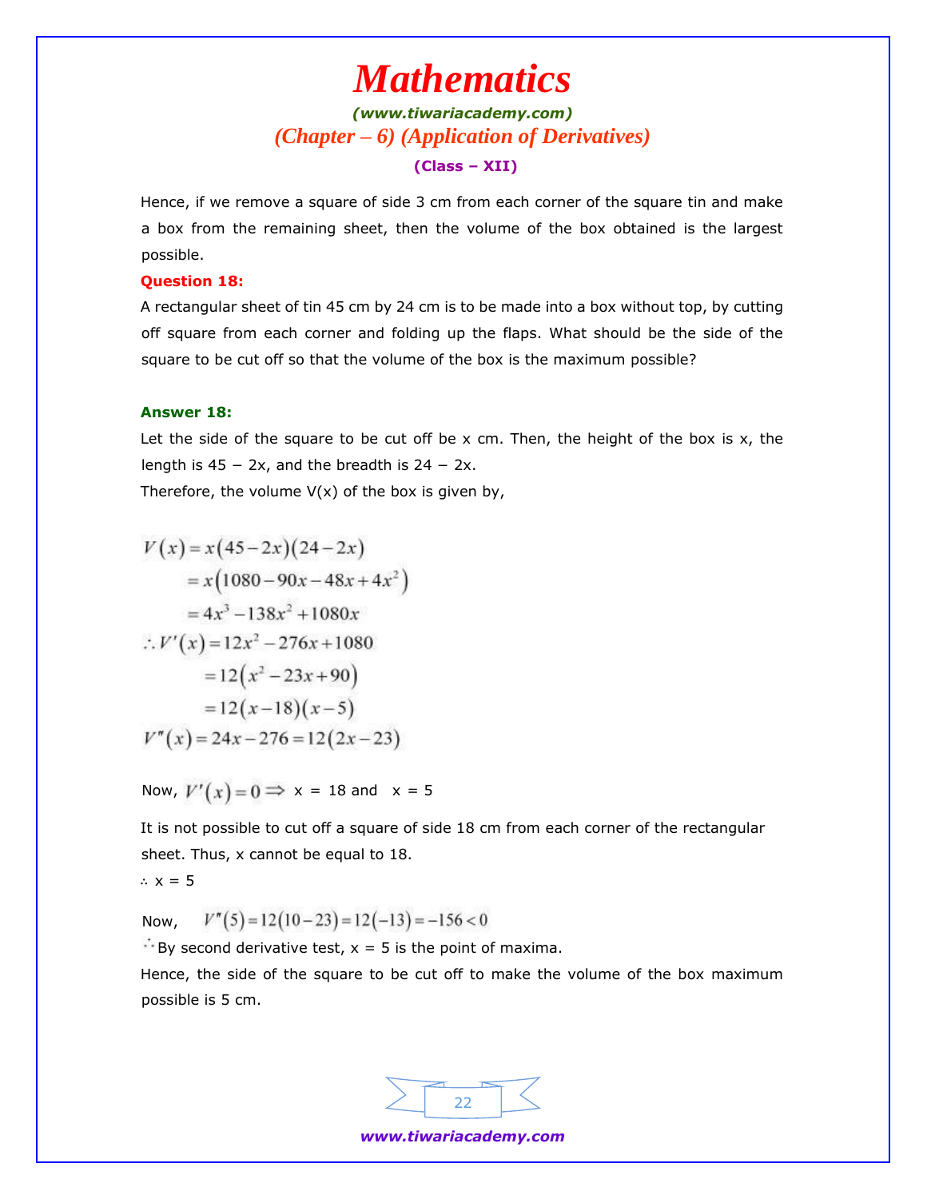Hence, if we remove a square of side 3 cm from each corner of the square tin and make a box from the remaining sheet, then the volume of the box obtained is the largest possible.

**Question 18:**

A rectangular sheet of tin 45 cm by 24 cm is to be made into a box without top, by cutting off square from each corner and folding up the flaps. What should be the side of the square to be cut off so that the volume of the box is the maximum possible?

**Answer 18:**

Let the side of the square to be cut off be x cm. Then, the height of the box is x, the length is 45 − 2x, and the breadth is 24 − 2x.

Therefore, the volume V(x) of the box is given by,

$$
\begin{aligned}
V(x) &= x(45-2x)(24-2x) \\
&= x(1080-90x-48x+4x^2) \\
&= 4x^3-138x^2+1080x \\
\therefore V'(x) &= 12x^2-276x+1080 \\
&= 12(x^2-23x+90) \\
&= 12(x-18)(x-5) \\
V''(x) &= 24x-276 = 12(2x-23)
\end{aligned}
$$

Now, $V'(x)=0 \Rightarrow$ x = 18 and x = 5

It is not possible to cut off a square of side 18 cm from each corner of the rectangular sheet. Thus, x cannot be equal to 18.

∴ x = 5

Now, $V''(5)=12(10-23)=12(-13)=-156<0$

∴ By second derivative test, x = 5 is the point of maxima.

Hence, the side of the square to be cut off to make the volume of the box maximum possible is 5 cm.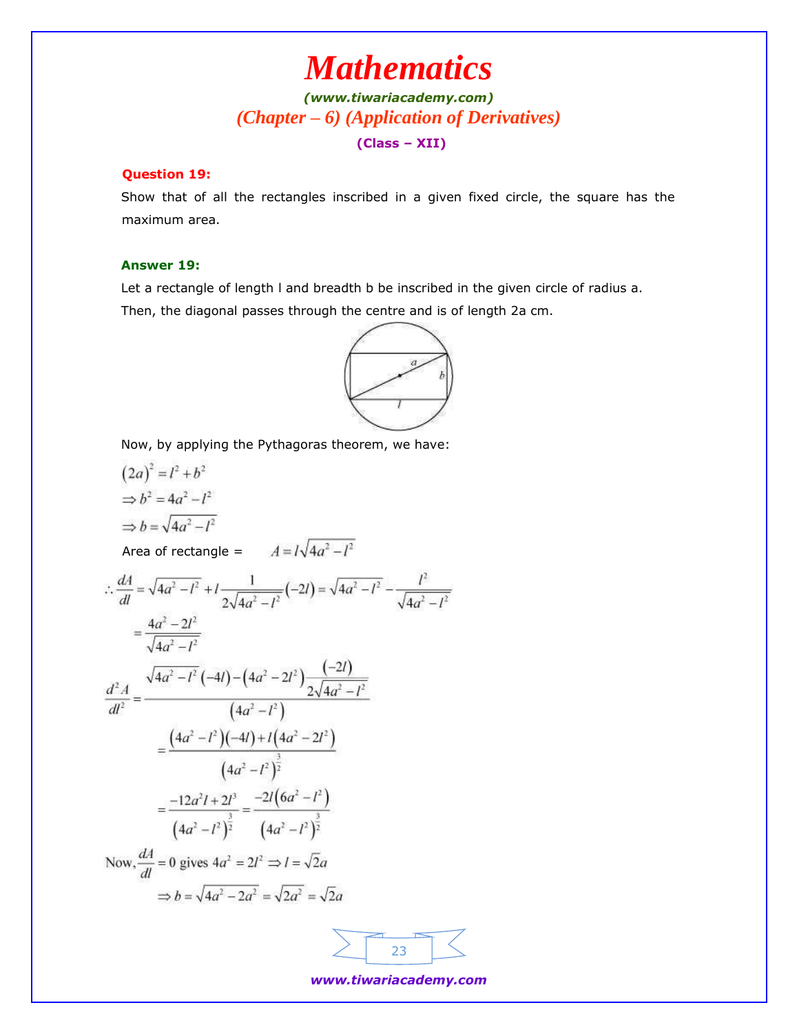# Mathematics

**(www.tiwariacademy.com)**

## (Chapter – 6) (Application of Derivatives)

**(Class – XII)**

**Question 19:**

Show that of all the rectangles inscribed in a given fixed circle, the square has the maximum area.

**Answer 19:**

Let a rectangle of length l and breadth b be inscribed in the given circle of radius a.

Then, the diagonal passes through the centre and is of length 2a cm.

Now, by applying the Pythagoras theorem, we have:

$$(2a)^2 = l^2 + b^2$$

$$\Rightarrow b^2 = 4a^2 - l^2$$

$$\Rightarrow b = \sqrt{4a^2 - l^2}$$

Area of rectangle = $A = l\sqrt{4a^2 - l^2}$

$$\therefore \frac{dA}{dl} = \sqrt{4a^2 - l^2} + l\frac{1}{2\sqrt{4a^2 - l^2}}(-2l) = \sqrt{4a^2 - l^2} - \frac{l^2}{\sqrt{4a^2 - l^2}}$$

$$= \frac{4a^2 - 2l^2}{\sqrt{4a^2 - l^2}}$$

$$\frac{d^2A}{dl^2} = \frac{\sqrt{4a^2 - l^2}(-4l) - (4a^2 - 2l^2)\frac{(-2l)}{2\sqrt{4a^2 - l^2}}}{(4a^2 - l^2)}$$

$$= \frac{(4a^2 - l^2)(-4l) + l(4a^2 - 2l^2)}{(4a^2 - l^2)^{\frac{3}{2}}}$$

$$= \frac{-12a^2 l + 2l^3}{(4a^2 - l^2)^{\frac{3}{2}}} = \frac{-2l(6a^2 - l^2)}{(4a^2 - l^2)^{\frac{3}{2}}}$$

$$\text{Now, } \frac{dA}{dl} = 0 \text{ gives } 4a^2 = 2l^2 \Rightarrow l = \sqrt{2}a$$

$$\Rightarrow b = \sqrt{4a^2 - 2a^2} = \sqrt{2a^2} = \sqrt{2}a$$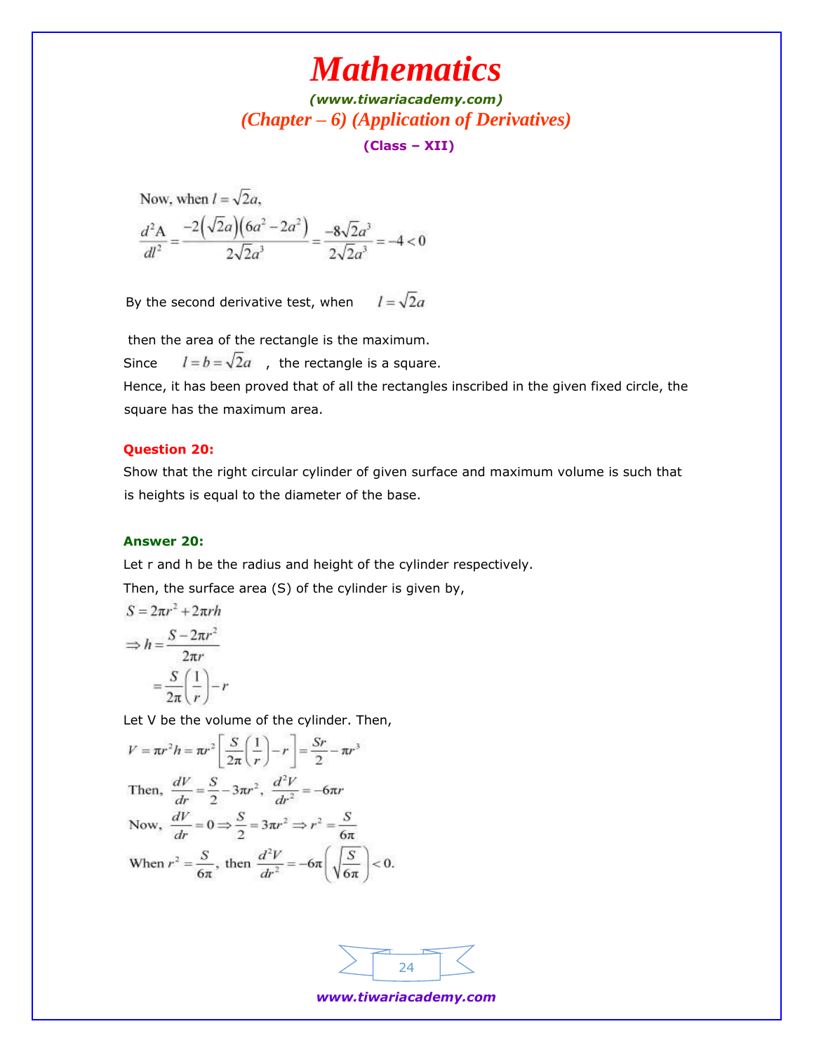Now, when $l = \sqrt{2}a$,

$$\frac{d^2A}{dl^2} = \frac{-2\left(\sqrt{2}a\right)\left(6a^2 - 2a^2\right)}{2\sqrt{2}a^3} = \frac{-8\sqrt{2}a^3}{2\sqrt{2}a^3} = -4 < 0$$

By the second derivative test, when $l = \sqrt{2}a$

then the area of the rectangle is the maximum.

Since $l = b = \sqrt{2}a$ , the rectangle is a square.

Hence, it has been proved that of all the rectangles inscribed in the given fixed circle, the square has the maximum area.

**Question 20:**

Show that the right circular cylinder of given surface and maximum volume is such that is heights is equal to the diameter of the base.

**Answer 20:**

Let r and h be the radius and height of the cylinder respectively.

Then, the surface area (S) of the cylinder is given by,

$$S = 2\pi r^2 + 2\pi rh$$

$$\Rightarrow h = \frac{S - 2\pi r^2}{2\pi r}$$

$$= \frac{S}{2\pi}\left(\frac{1}{r}\right) - r$$

Let V be the volume of the cylinder. Then,

$$V = \pi r^2 h = \pi r^2\left[\frac{S}{2\pi}\left(\frac{1}{r}\right) - r\right] = \frac{Sr}{2} - \pi r^3$$

Then, $\frac{dV}{dr} = \frac{S}{2} - 3\pi r^2$, $\frac{d^2V}{dr^2} = -6\pi r$

Now, $\frac{dV}{dr} = 0 \Rightarrow \frac{S}{2} = 3\pi r^2 \Rightarrow r^2 = \frac{S}{6\pi}$

When $r^2 = \frac{S}{6\pi}$, then $\frac{d^2V}{dr^2} = -6\pi\left(\sqrt{\frac{S}{6\pi}}\right) < 0.$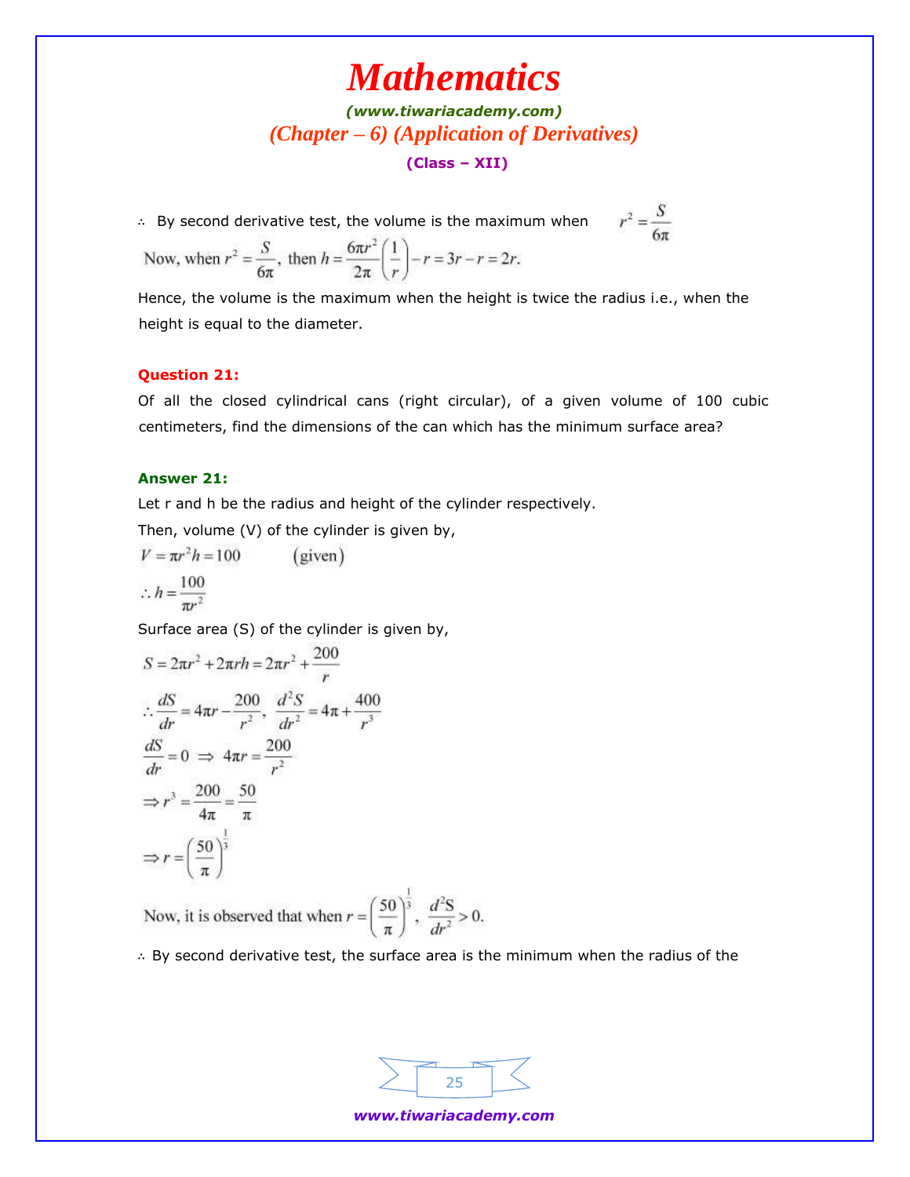∴ By second derivative test, the volume is the maximum when $r^2 = \dfrac{S}{6\pi}$

Now, when $r^2 = \dfrac{S}{6\pi}$, then $h = \dfrac{6\pi r^2}{2\pi}\left(\dfrac{1}{r}\right) - r = 3r - r = 2r.$

Hence, the volume is the maximum when the height is twice the radius i.e., when the height is equal to the diameter.

**Question 21:**

Of all the closed cylindrical cans (right circular), of a given volume of 100 cubic centimeters, find the dimensions of the can which has the minimum surface area?

**Answer 21:**

Let r and h be the radius and height of the cylinder respectively.

Then, volume (V) of the cylinder is given by,

$$V = \pi r^2 h = 100 \qquad \text{(given)}$$

$$\therefore h = \frac{100}{\pi r^2}$$

Surface area (S) of the cylinder is given by,

$$S = 2\pi r^2 + 2\pi r h = 2\pi r^2 + \frac{200}{r}$$

$$\therefore \frac{dS}{dr} = 4\pi r - \frac{200}{r^2}, \quad \frac{d^2S}{dr^2} = 4\pi + \frac{400}{r^3}$$

$$\frac{dS}{dr} = 0 \Rightarrow 4\pi r = \frac{200}{r^2}$$

$$\Rightarrow r^3 = \frac{200}{4\pi} = \frac{50}{\pi}$$

$$\Rightarrow r = \left(\frac{50}{\pi}\right)^{\frac{1}{3}}$$

Now, it is observed that when $r = \left(\dfrac{50}{\pi}\right)^{\frac{1}{3}}$, $\dfrac{d^2S}{dr^2} > 0.$

∴ By second derivative test, the surface area is the minimum when the radius of the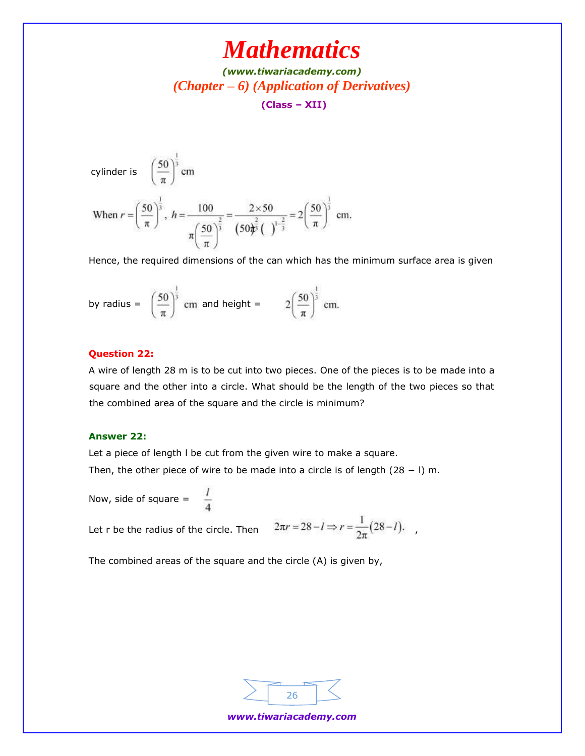cylinder is $\left(\frac{50}{\pi}\right)^{\frac{1}{3}}$ cm

When $r = \left(\frac{50}{\pi}\right)^{\frac{1}{3}}$, $h = \frac{100}{\pi\left(\frac{50}{\pi}\right)^{\frac{2}{3}}} = \frac{2 \times 50}{(50)^{\frac{2}{3}}(\pi)^{1-\frac{2}{3}}} = 2\left(\frac{50}{\pi}\right)^{\frac{1}{3}}$ cm.

Hence, the required dimensions of the can which has the minimum surface area is given

by radius = $\left(\frac{50}{\pi}\right)^{\frac{1}{3}}$ cm and height = $2\left(\frac{50}{\pi}\right)^{\frac{1}{3}}$ cm.

**Question 22:**

A wire of length 28 m is to be cut into two pieces. One of the pieces is to be made into a square and the other into a circle. What should be the length of the two pieces so that the combined area of the square and the circle is minimum?

**Answer 22:**

Let a piece of length l be cut from the given wire to make a square.

Then, the other piece of wire to be made into a circle is of length (28 − l) m.

Now, side of square = $\frac{l}{4}$

Let r be the radius of the circle. Then $2\pi r = 28 - l \Rightarrow r = \frac{1}{2\pi}(28 - l)$.,

The combined areas of the square and the circle (A) is given by,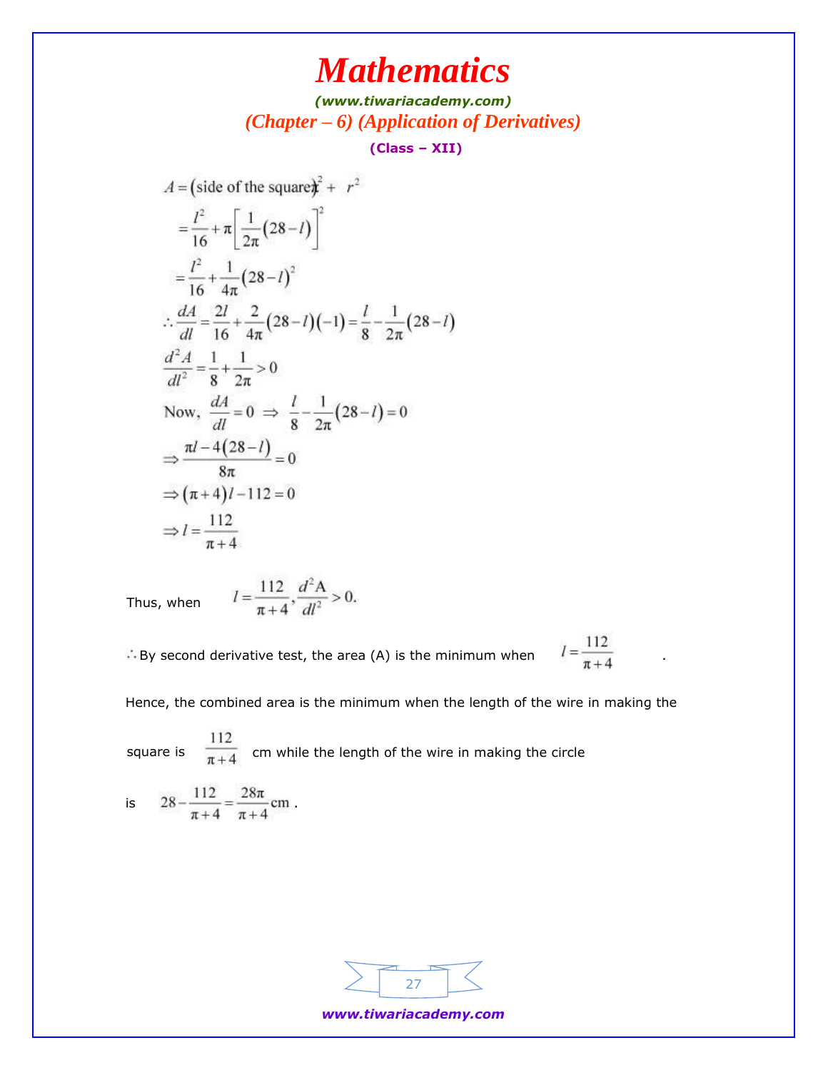$$A = (\text{side of the square})^2 + \pi r^2$$

$$= \frac{l^2}{16} + \pi\left[\frac{1}{2\pi}(28-l)\right]^2$$

$$= \frac{l^2}{16} + \frac{1}{4\pi}(28-l)^2$$

$$\therefore \frac{dA}{dl} = \frac{2l}{16} + \frac{2}{4\pi}(28-l)(-1) = \frac{l}{8} - \frac{1}{2\pi}(28-l)$$

$$\frac{d^2A}{dl^2} = \frac{1}{8} + \frac{1}{2\pi} > 0$$

$$\text{Now, } \frac{dA}{dl} = 0 \Rightarrow \frac{l}{8} - \frac{1}{2\pi}(28-l) = 0$$

$$\Rightarrow \frac{\pi l - 4(28-l)}{8\pi} = 0$$

$$\Rightarrow (\pi+4)l - 112 = 0$$

$$\Rightarrow l = \frac{112}{\pi+4}$$

Thus, when $l = \frac{112}{\pi+4}, \frac{d^2A}{dl^2} > 0.$

$\therefore$ By second derivative test, the area (A) is the minimum when $l = \frac{112}{\pi+4}$.

Hence, the combined area is the minimum when the length of the wire in making the square is $\frac{112}{\pi+4}$ cm while the length of the wire in making the circle is $28 - \frac{112}{\pi+4} = \frac{28\pi}{\pi+4}$ cm.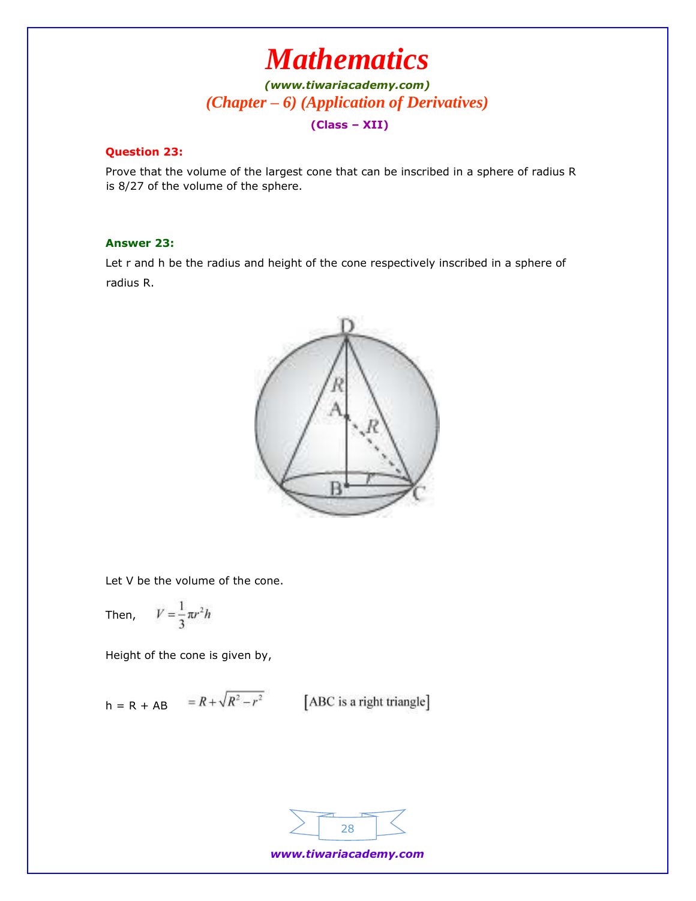**Question 23:**

Prove that the volume of the largest cone that can be inscribed in a sphere of radius R is 8/27 of the volume of the sphere.

**Answer 23:**

Let r and h be the radius and height of the cone respectively inscribed in a sphere of radius R.

Let V be the volume of the cone.

Then, $V = \frac{1}{3}\pi r^2 h$

Height of the cone is given by,

h = R + AB $= R + \sqrt{R^2 - r^2}$ [ABC is a right triangle]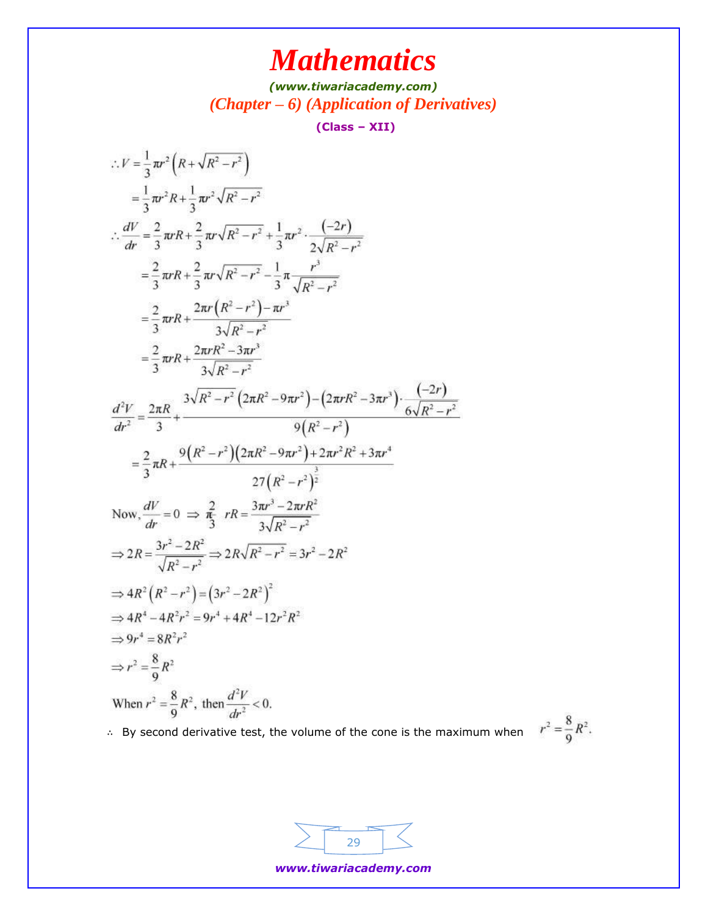$$\therefore V = \frac{1}{3}\pi r^2\left(R + \sqrt{R^2 - r^2}\right)$$

$$= \frac{1}{3}\pi r^2 R + \frac{1}{3}\pi r^2\sqrt{R^2 - r^2}$$

$$\therefore \frac{dV}{dr} = \frac{2}{3}\pi r R + \frac{2}{3}\pi r\sqrt{R^2 - r^2} + \frac{1}{3}\pi r^2 \cdot \frac{(-2r)}{2\sqrt{R^2 - r^2}}$$

$$= \frac{2}{3}\pi r R + \frac{2}{3}\pi r\sqrt{R^2 - r^2} - \frac{1}{3}\pi\frac{r^3}{\sqrt{R^2 - r^2}}$$

$$= \frac{2}{3}\pi r R + \frac{2\pi r\left(R^2 - r^2\right) - \pi r^3}{3\sqrt{R^2 - r^2}}$$

$$= \frac{2}{3}\pi r R + \frac{2\pi r R^2 - 3\pi r^3}{3\sqrt{R^2 - r^2}}$$

$$\frac{d^2V}{dr^2} = \frac{2\pi R}{3} + \frac{3\sqrt{R^2 - r^2}\left(2\pi R^2 - 9\pi r^2\right) - \left(2\pi r R^2 - 3\pi r^3\right)\cdot\frac{(-2r)}{6\sqrt{R^2 - r^2}}}{9\left(R^2 - r^2\right)}$$

$$= \frac{2}{3}\pi R + \frac{9\left(R^2 - r^2\right)\left(2\pi R^2 - 9\pi r^2\right) + 2\pi r^2 R^2 + 3\pi r^4}{27\left(R^2 - r^2\right)^{\frac{3}{2}}}$$

Now, $\frac{dV}{dr} = 0 \Rightarrow \frac{2\pi}{3} rR = \frac{3\pi r^3 - 2\pi r R^2}{3\sqrt{R^2 - r^2}}$

$$\Rightarrow 2R = \frac{3r^2 - 2R^2}{\sqrt{R^2 - r^2}} \Rightarrow 2R\sqrt{R^2 - r^2} = 3r^2 - 2R^2$$

$$\Rightarrow 4R^2\left(R^2 - r^2\right) = \left(3r^2 - 2R^2\right)^2$$

$$\Rightarrow 4R^4 - 4R^2r^2 = 9r^4 + 4R^4 - 12r^2R^2$$

$$\Rightarrow 9r^4 = 8R^2r^2$$

$$\Rightarrow r^2 = \frac{8}{9}R^2$$

When $r^2 = \frac{8}{9}R^2$, then $\frac{d^2V}{dr^2} < 0$.

$\therefore$ By second derivative test, the volume of the cone is the maximum when $r^2 = \frac{8}{9}R^2$.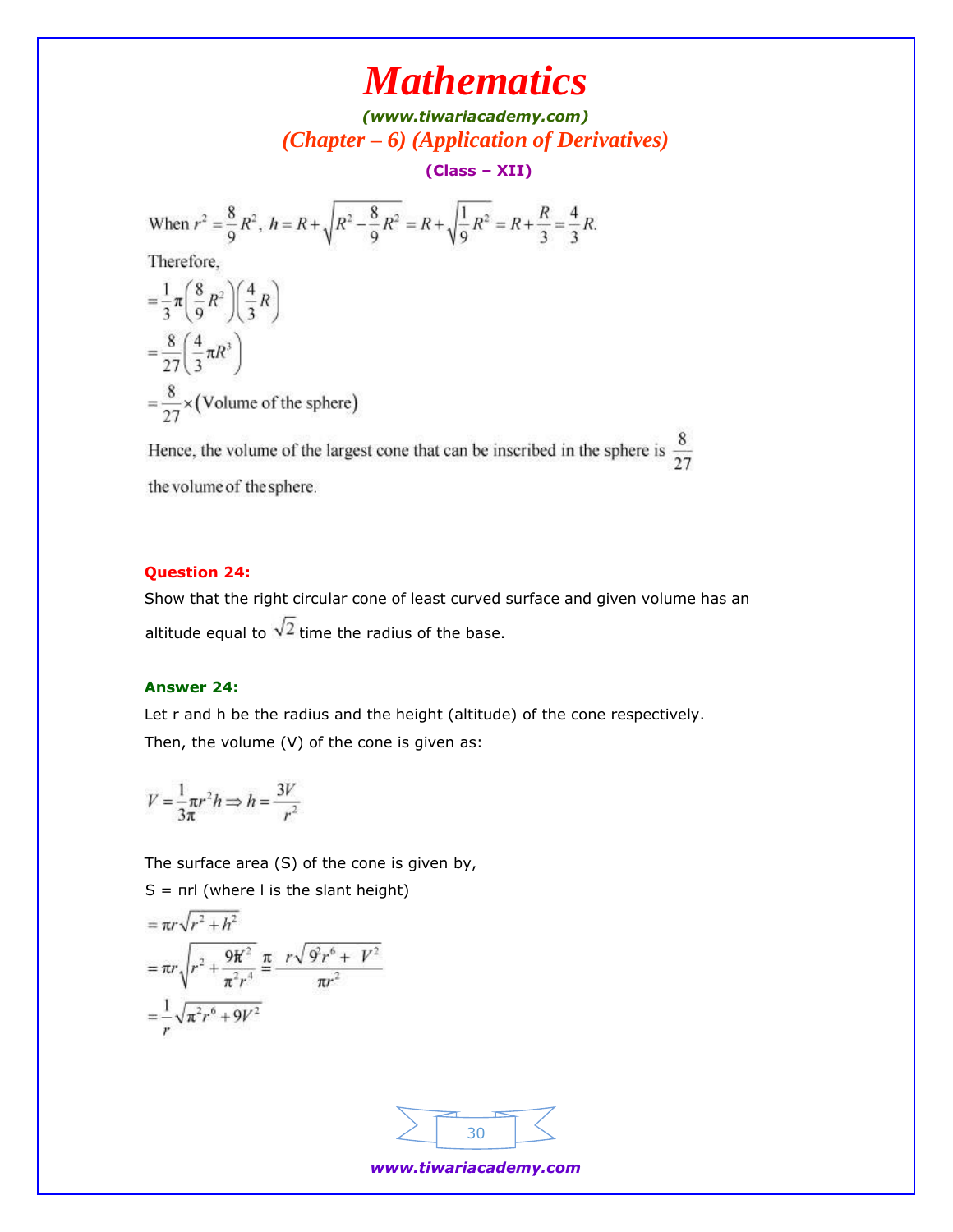When $r^2=\frac{8}{9}R^2,\ h=R+\sqrt{R^2-\frac{8}{9}R^2}=R+\sqrt{\frac{1}{9}R^2}=R+\frac{R}{3}=\frac{4}{3}R.$

Therefore,

$$=\frac{1}{3}\pi\left(\frac{8}{9}R^2\right)\left(\frac{4}{3}R\right)$$

$$=\frac{8}{27}\left(\frac{4}{3}\pi R^3\right)$$

$$=\frac{8}{27}\times(\text{Volume of the sphere})$$

Hence, the volume of the largest cone that can be inscribed in the sphere is $\frac{8}{27}$ the volume of the sphere.

**Question 24:**

Show that the right circular cone of least curved surface and given volume has an altitude equal to $\sqrt{2}$ time the radius of the base.

**Answer 24:**

Let r and h be the radius and the height (altitude) of the cone respectively.

Then, the volume (V) of the cone is given as:

$$V=\frac{1}{3\pi}\pi r^2 h\Rightarrow h=\frac{3V}{r^2}$$

The surface area (S) of the cone is given by,

S = πrl (where l is the slant height)

$$=\pi r\sqrt{r^2+h^2}$$

$$=\pi r\sqrt{r^2+\frac{9V^2}{\pi^2 r^4}}=\pi\frac{r\sqrt{9^2r^6+\ V^2}}{\pi r^2}$$

$$=\frac{1}{r}\sqrt{\pi^2 r^6+9V^2}$$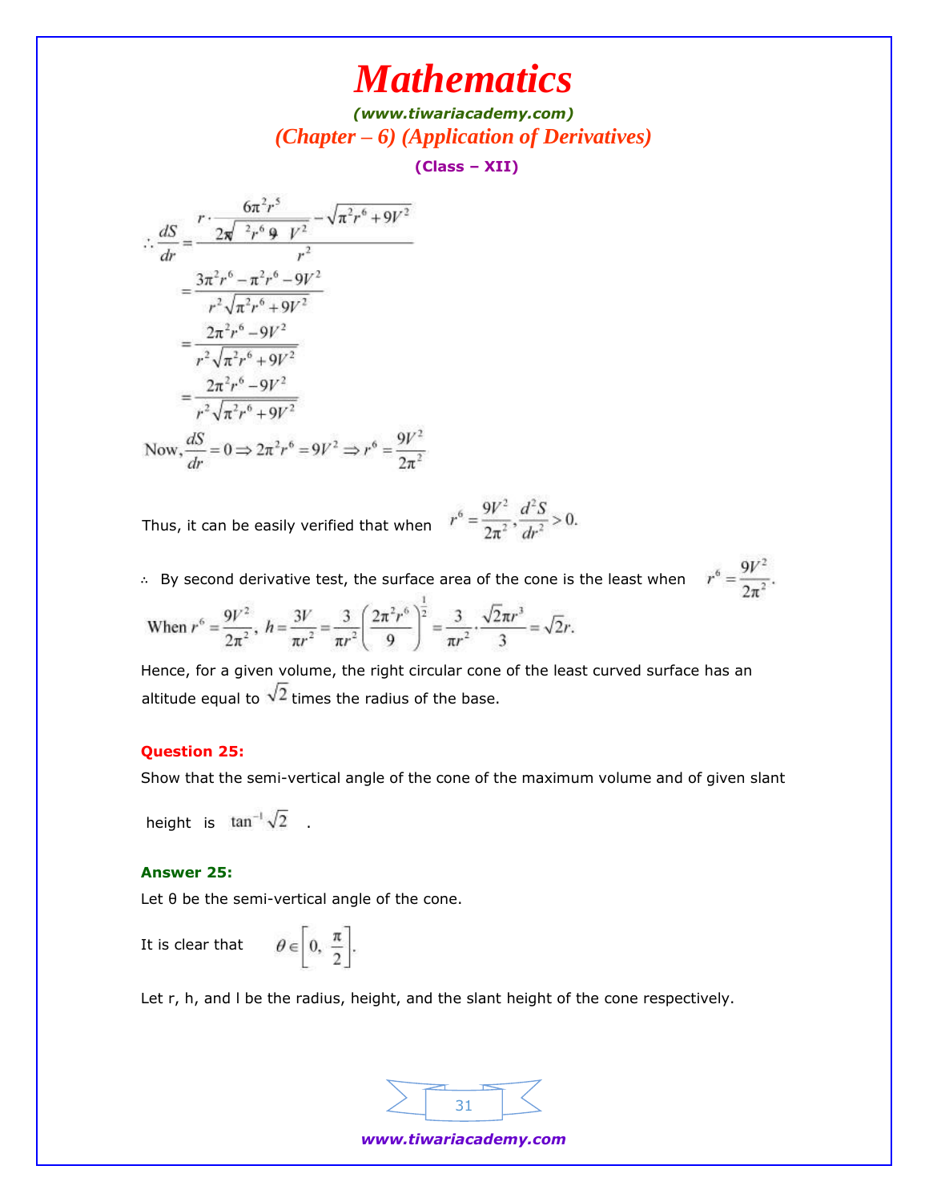$$\therefore \frac{dS}{dr} = \frac{r \cdot \frac{6\pi^2 r^5}{2\sqrt{\pi^2 r^6 + 9V^2}} - \sqrt{\pi^2 r^6 + 9V^2}}{r^2}$$

$$= \frac{3\pi^2 r^6 - \pi^2 r^6 - 9V^2}{r^2\sqrt{\pi^2 r^6 + 9V^2}}$$

$$= \frac{2\pi^2 r^6 - 9V^2}{r^2\sqrt{\pi^2 r^6 + 9V^2}}$$

$$= \frac{2\pi^2 r^6 - 9V^2}{r^2\sqrt{\pi^2 r^6 + 9V^2}}$$

$$\text{Now, } \frac{dS}{dr} = 0 \Rightarrow 2\pi^2 r^6 = 9V^2 \Rightarrow r^6 = \frac{9V^2}{2\pi^2}$$

Thus, it can be easily verified that when $r^6 = \frac{9V^2}{2\pi^2}, \frac{d^2S}{dr^2} > 0.$

$\therefore$ By second derivative test, the surface area of the cone is the least when $r^6 = \frac{9V^2}{2\pi^2}.$

$$\text{When } r^6 = \frac{9V^2}{2\pi^2},\ h = \frac{3V}{\pi r^2} = \frac{3}{\pi r^2}\left(\frac{2\pi^2 r^6}{9}\right)^{\frac{1}{2}} = \frac{3}{\pi r^2} \cdot \frac{\sqrt{2}\pi r^3}{3} = \sqrt{2}r.$$

Hence, for a given volume, the right circular cone of the least curved surface has an altitude equal to $\sqrt{2}$ times the radius of the base.

**Question 25:**

Show that the semi-vertical angle of the cone of the maximum volume and of given slant height is $\tan^{-1}\sqrt{2}$ .

**Answer 25:**

Let θ be the semi-vertical angle of the cone.

It is clear that $\theta \in \left[0, \frac{\pi}{2}\right].$

Let r, h, and l be the radius, height, and the slant height of the cone respectively.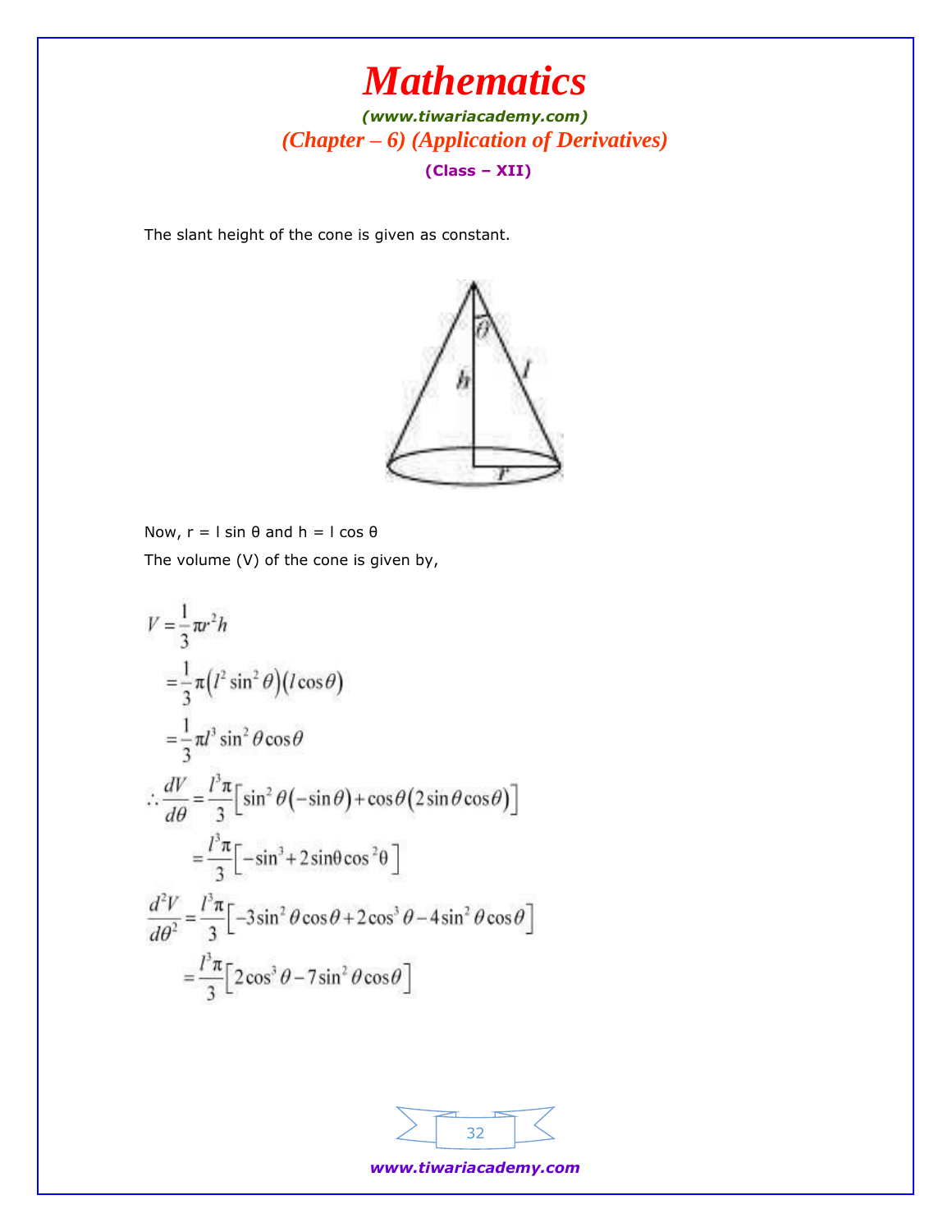The slant height of the cone is given as constant.

Now, r = l sin θ and h = l cos θ

The volume (V) of the cone is given by,

$$V = \frac{1}{3}\pi r^2 h$$

$$= \frac{1}{3}\pi\left(l^2 \sin^2\theta\right)\left(l\cos\theta\right)$$

$$= \frac{1}{3}\pi l^3 \sin^2\theta\cos\theta$$

$$\therefore \frac{dV}{d\theta} = \frac{l^3\pi}{3}\left[\sin^2\theta\left(-\sin\theta\right) + \cos\theta\left(2\sin\theta\cos\theta\right)\right]$$

$$= \frac{l^3\pi}{3}\left[-\sin^3 + 2\sin\theta\cos^2\theta\right]$$

$$\frac{d^2V}{d\theta^2} = \frac{l^3\pi}{3}\left[-3\sin^2\theta\cos\theta + 2\cos^3\theta - 4\sin^2\theta\cos\theta\right]$$

$$= \frac{l^3\pi}{3}\left[2\cos^3\theta - 7\sin^2\theta\cos\theta\right]$$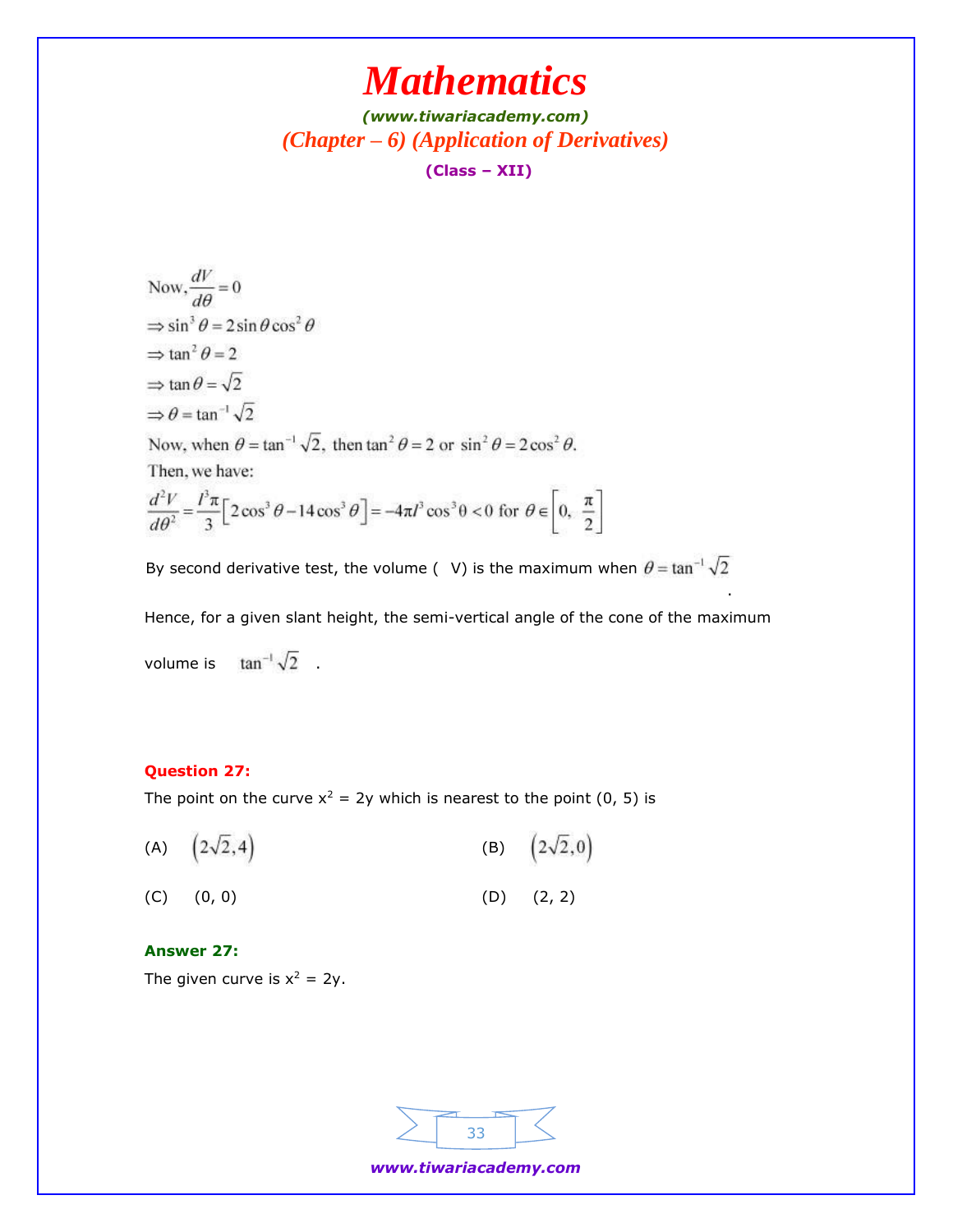Now, $\dfrac{dV}{d\theta} = 0$

$\Rightarrow \sin^3\theta = 2\sin\theta\cos^2\theta$

$\Rightarrow \tan^2\theta = 2$

$\Rightarrow \tan\theta = \sqrt{2}$

$\Rightarrow \theta = \tan^{-1}\sqrt{2}$

Now, when $\theta = \tan^{-1}\sqrt{2}$, then $\tan^2\theta = 2$ or $\sin^2\theta = 2\cos^2\theta$.

Then, we have:

$$\frac{d^2V}{d\theta^2} = \frac{l^3\pi}{3}\left[2\cos^3\theta - 14\cos^3\theta\right] = -4\pi l^3\cos^3\theta < 0 \text{ for } \theta \in \left[0, \frac{\pi}{2}\right]$$

By second derivative test, the volume ( V) is the maximum when $\theta = \tan^{-1}\sqrt{2}$.

Hence, for a given slant height, the semi-vertical angle of the cone of the maximum volume is $\tan^{-1}\sqrt{2}$.

**Question 27:**

The point on the curve $x^2 = 2y$ which is nearest to the point (0, 5) is

(A) $\left(2\sqrt{2}, 4\right)$ (B) $\left(2\sqrt{2}, 0\right)$

(C) (0, 0) (D) (2, 2)

**Answer 27:**

The given curve is $x^2 = 2y$.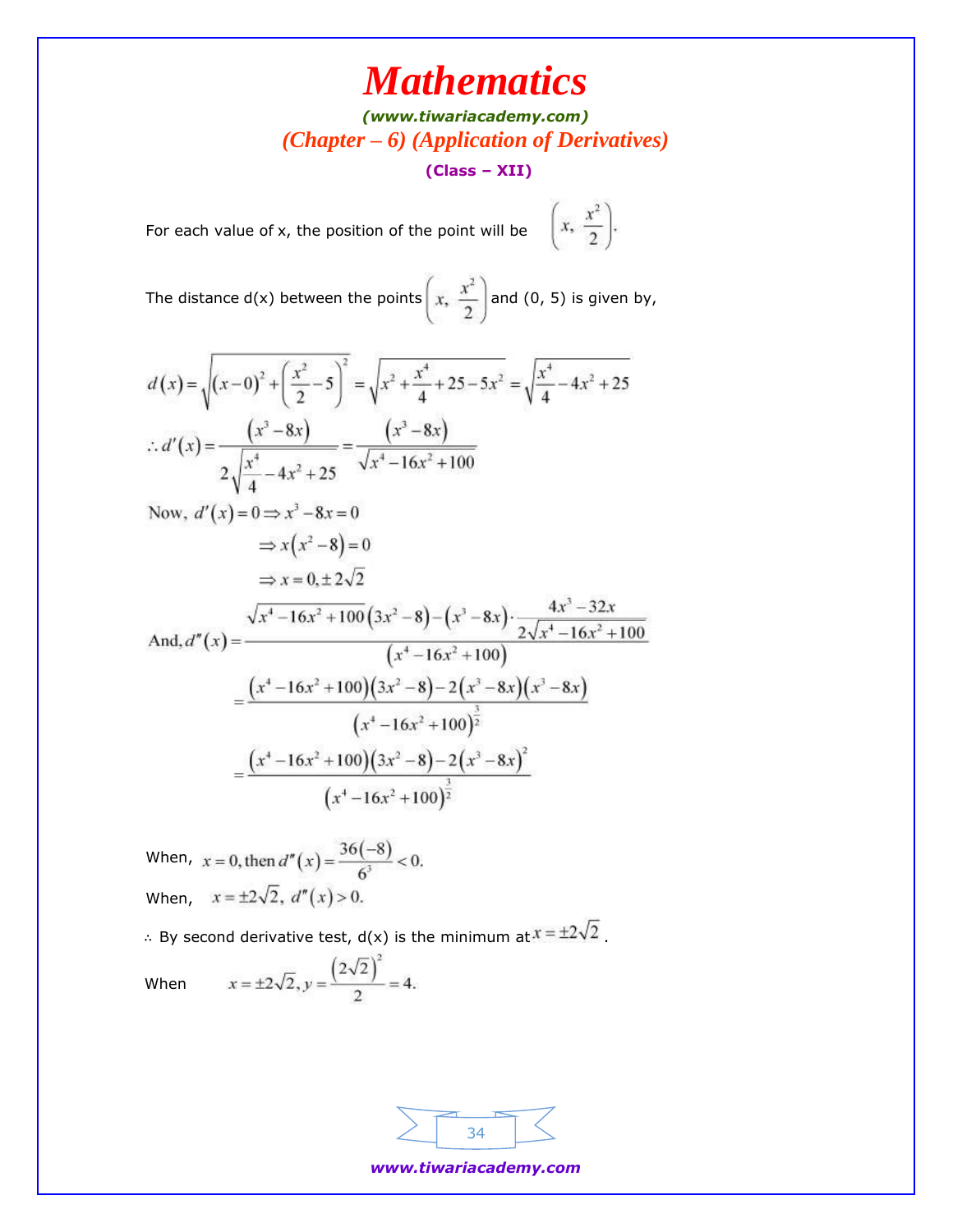For each value of x, the position of the point will be $\left(x, \frac{x^2}{2}\right)$.

The distance d(x) between the points $\left(x, \frac{x^2}{2}\right)$ and (0, 5) is given by,

$$d(x) = \sqrt{(x-0)^2 + \left(\frac{x^2}{2} - 5\right)^2} = \sqrt{x^2 + \frac{x^4}{4} + 25 - 5x^2} = \sqrt{\frac{x^4}{4} - 4x^2 + 25}$$

$$\therefore d'(x) = \frac{(x^3 - 8x)}{2\sqrt{\frac{x^4}{4} - 4x^2 + 25}} = \frac{(x^3 - 8x)}{\sqrt{x^4 - 16x^2 + 100}}$$

Now, $d'(x) = 0 \Rightarrow x^3 - 8x = 0$

$$\Rightarrow x(x^2 - 8) = 0$$

$$\Rightarrow x = 0, \pm 2\sqrt{2}$$

$$\text{And, } d''(x) = \frac{\sqrt{x^4 - 16x^2 + 100}\,(3x^2 - 8) - (x^3 - 8x)\cdot \frac{4x^3 - 32x}{2\sqrt{x^4 - 16x^2 + 100}}}{(x^4 - 16x^2 + 100)}$$

$$= \frac{(x^4 - 16x^2 + 100)(3x^2 - 8) - 2(x^3 - 8x)(x^3 - 8x)}{(x^4 - 16x^2 + 100)^{\frac{3}{2}}}$$

$$= \frac{(x^4 - 16x^2 + 100)(3x^2 - 8) - 2(x^3 - 8x)^2}{(x^4 - 16x^2 + 100)^{\frac{3}{2}}}$$

When, $x = 0$, then $d''(x) = \frac{36(-8)}{6^3} < 0.$

When, $x = \pm 2\sqrt{2},\ d''(x) > 0.$

$\therefore$ By second derivative test, d(x) is the minimum at $x = \pm 2\sqrt{2}$.

When $x = \pm 2\sqrt{2},\ y = \frac{(2\sqrt{2})^2}{2} = 4.$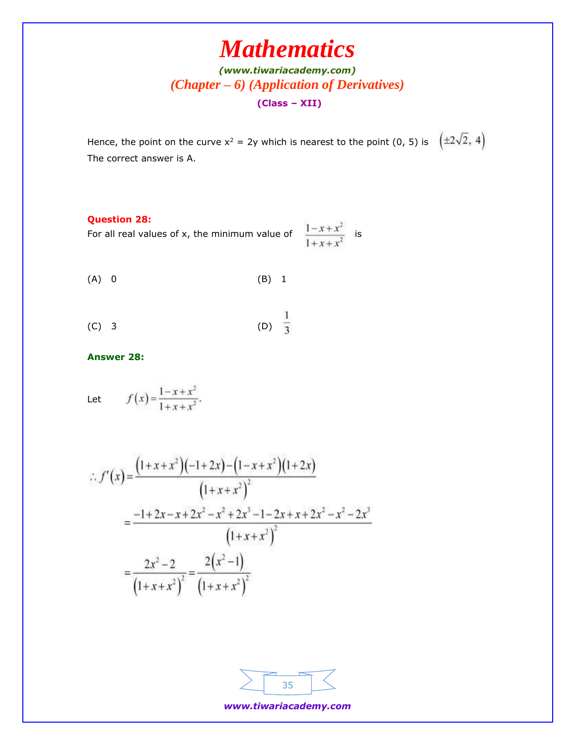Hence, the point on the curve $x^2 = 2y$ which is nearest to the point (0, 5) is $\left(\pm 2\sqrt{2},\ 4\right)$
The correct answer is A.

**Question 28:**

For all real values of x, the minimum value of $\dfrac{1-x+x^2}{1+x+x^2}$ is

(A) 0

(B) 1

(C) 3

(D) $\dfrac{1}{3}$

**Answer 28:**

Let $\quad f(x) = \dfrac{1-x+x^2}{1+x+x^2}.$

$$\therefore f'(x) = \frac{\left(1+x+x^2\right)(-1+2x) - \left(1-x+x^2\right)(1+2x)}{\left(1+x+x^2\right)^2}$$

$$= \frac{-1+2x-x+2x^2-x^2+2x^3-1-2x+x+2x^2-x^2-2x^3}{\left(1+x+x^2\right)^2}$$

$$= \frac{2x^2-2}{\left(1+x+x^2\right)^2} = \frac{2\left(x^2-1\right)}{\left(1+x+x^2\right)^2}$$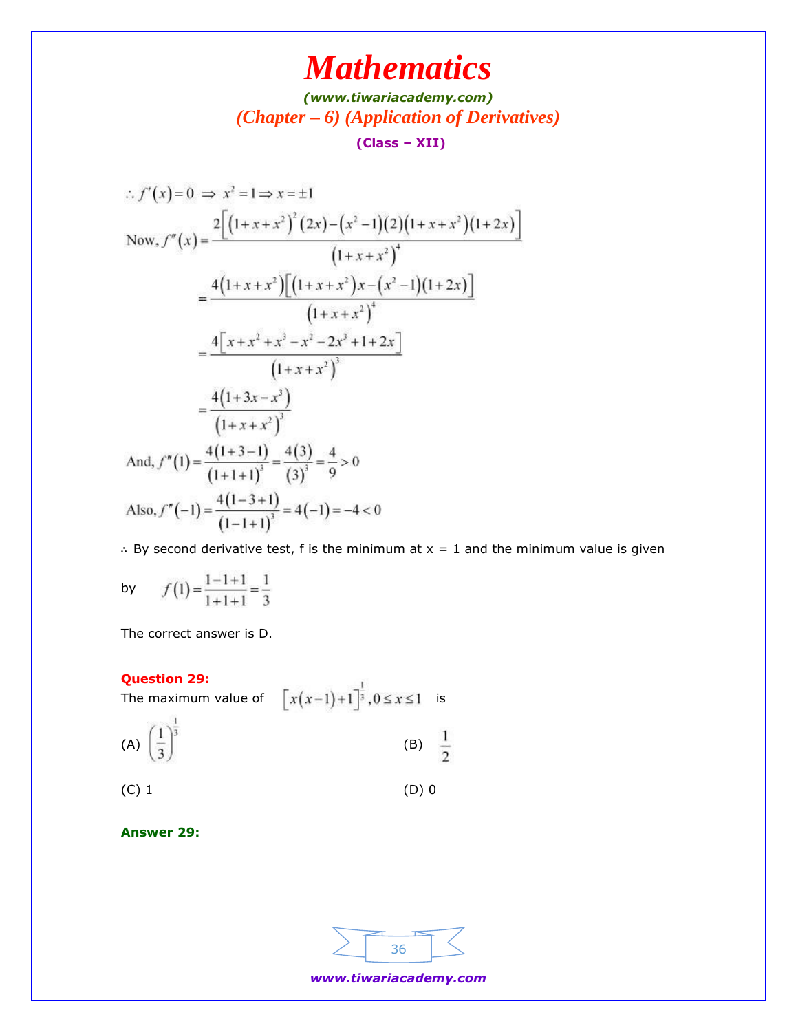$$\therefore f'(x) = 0 \Rightarrow x^2 = 1 \Rightarrow x = \pm 1$$

$$\text{Now, } f''(x) = \frac{2\left[\left(1+x+x^2\right)^2(2x) - \left(x^2-1\right)(2)\left(1+x+x^2\right)(1+2x)\right]}{\left(1+x+x^2\right)^4}$$

$$= \frac{4\left(1+x+x^2\right)\left[\left(1+x+x^2\right)x - \left(x^2-1\right)(1+2x)\right]}{\left(1+x+x^2\right)^4}$$

$$= \frac{4\left[x+x^2+x^3-x^2-2x^3+1+2x\right]}{\left(1+x+x^2\right)^3}$$

$$= \frac{4\left(1+3x-x^3\right)}{\left(1+x+x^2\right)^3}$$

$$\text{And, } f''(1) = \frac{4(1+3-1)}{(1+1+1)^3} = \frac{4(3)}{(3)^3} = \frac{4}{9} > 0$$

$$\text{Also, } f''(-1) = \frac{4(1-3+1)}{(1-1+1)^3} = 4(-1) = -4 < 0$$

∴ By second derivative test, f is the minimum at x = 1 and the minimum value is given by $f(1) = \frac{1-1+1}{1+1+1} = \frac{1}{3}$

The correct answer is D.

**Question 29:**

The maximum value of $\left[x(x-1)+1\right]^{\frac{1}{3}}, 0 \le x \le 1$ is

(A) $\left(\frac{1}{3}\right)^{\frac{1}{3}}$

(B) $\frac{1}{2}$

(C) 1

(D) 0

**Answer 29:**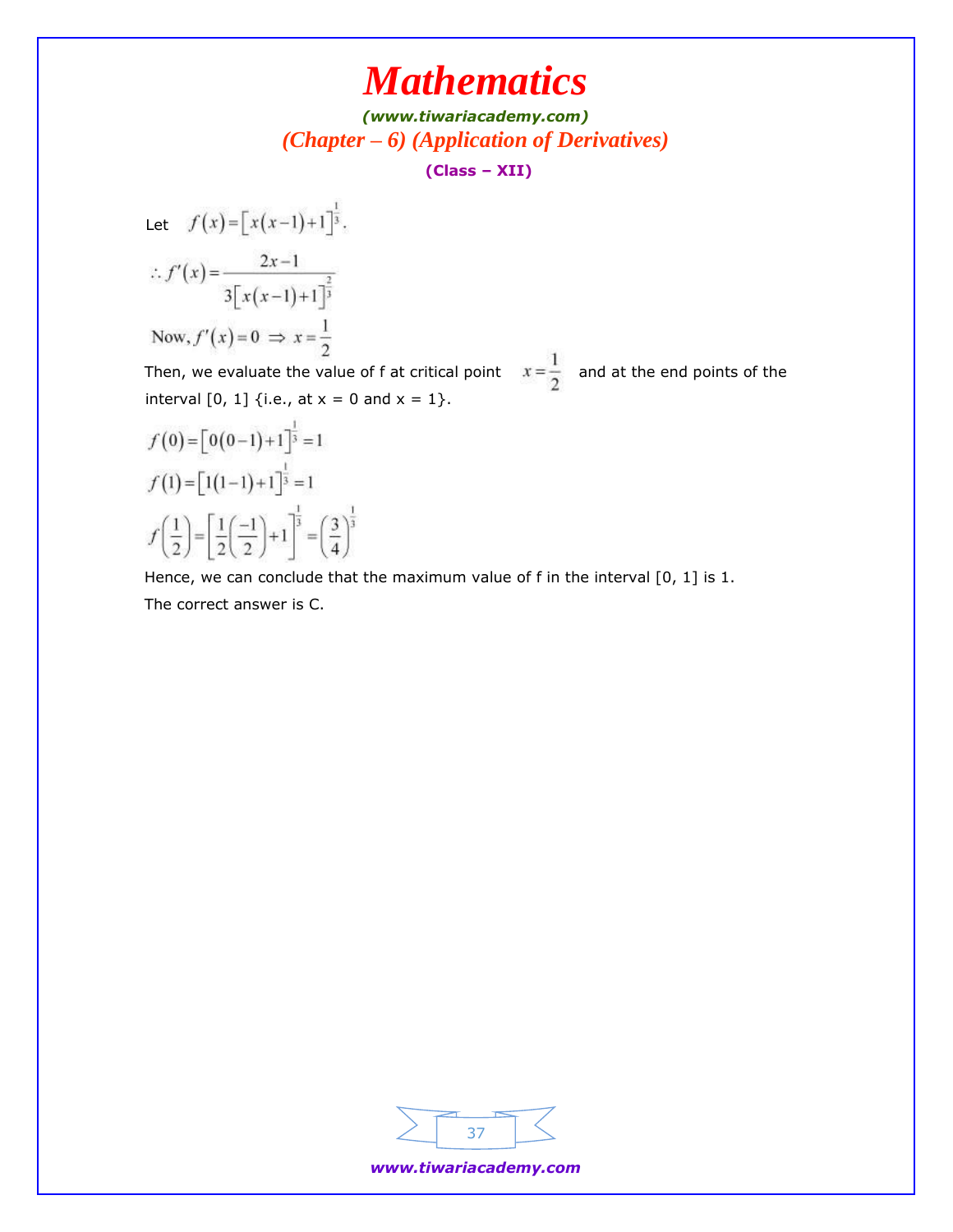Let $f(x)=\left[x(x-1)+1\right]^{\frac{1}{3}}$.

$$\therefore f'(x)=\frac{2x-1}{3\left[x(x-1)+1\right]^{\frac{2}{3}}}$$

$$\text{Now, } f'(x)=0 \Rightarrow x=\frac{1}{2}$$

Then, we evaluate the value of f at critical point $x=\frac{1}{2}$ and at the end points of the interval [0, 1] {i.e., at x = 0 and x = 1}.

$$f(0)=\left[0(0-1)+1\right]^{\frac{1}{3}}=1$$

$$f(1)=\left[1(1-1)+1\right]^{\frac{1}{3}}=1$$

$$f\left(\frac{1}{2}\right)=\left[\frac{1}{2}\left(\frac{-1}{2}\right)+1\right]^{\frac{1}{3}}=\left(\frac{3}{4}\right)^{\frac{1}{3}}$$

Hence, we can conclude that the maximum value of f in the interval [0, 1] is 1.

The correct answer is C.